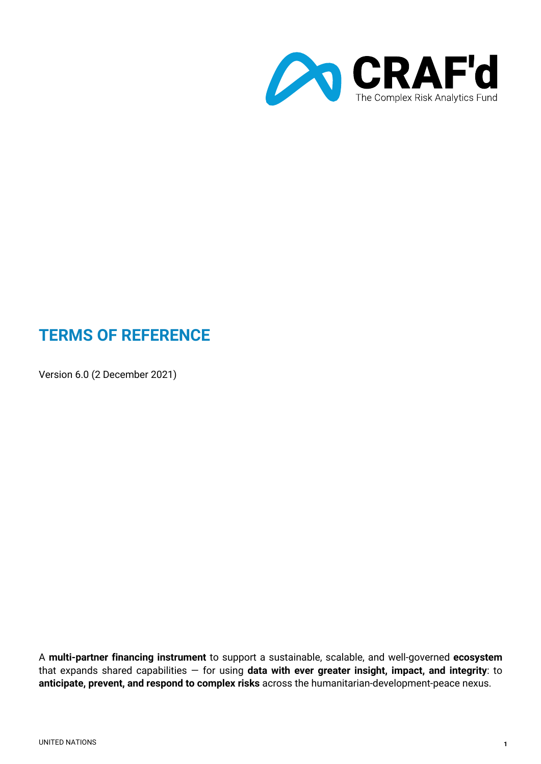# CRAF'd

The Complex Risk Analytics Fund

## TERMS OF REFERENCE

Version 6.0 (2 December 2021)

A **multi-partner financing instrument** to support a sustainable, scalable, and well-governed **ecosystem** that expands shared capabilities — for using **data with ever greater insight, impact, and integrity**: to **anticipate, prevent, and respond to complex risks** across the humanitarian-development-peace nexus.

UNITED NATIONS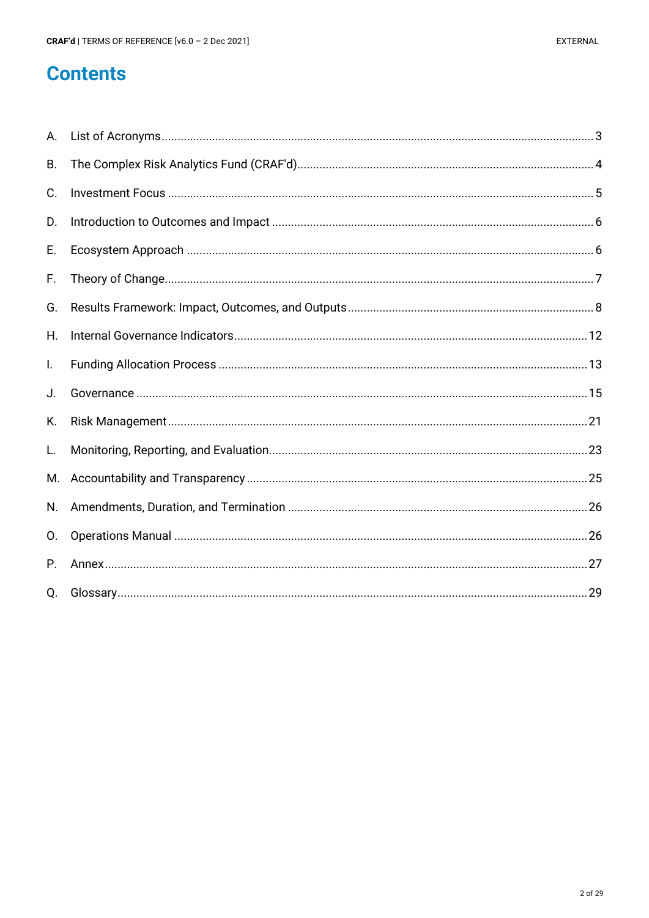# Contents

A. List of Acronyms...3

B. The Complex Risk Analytics Fund (CRAF'd)...4

C. Investment Focus...5

D. Introduction to Outcomes and Impact...6

E. Ecosystem Approach...6

F. Theory of Change...7

G. Results Framework: Impact, Outcomes, and Outputs...8

H. Internal Governance Indicators...12

I. Funding Allocation Process...13

J. Governance...15

K. Risk Management...21

L. Monitoring, Reporting, and Evaluation...23

M. Accountability and Transparency...25

N. Amendments, Duration, and Termination...26

O. Operations Manual...26

P. Annex...27

Q. Glossary...29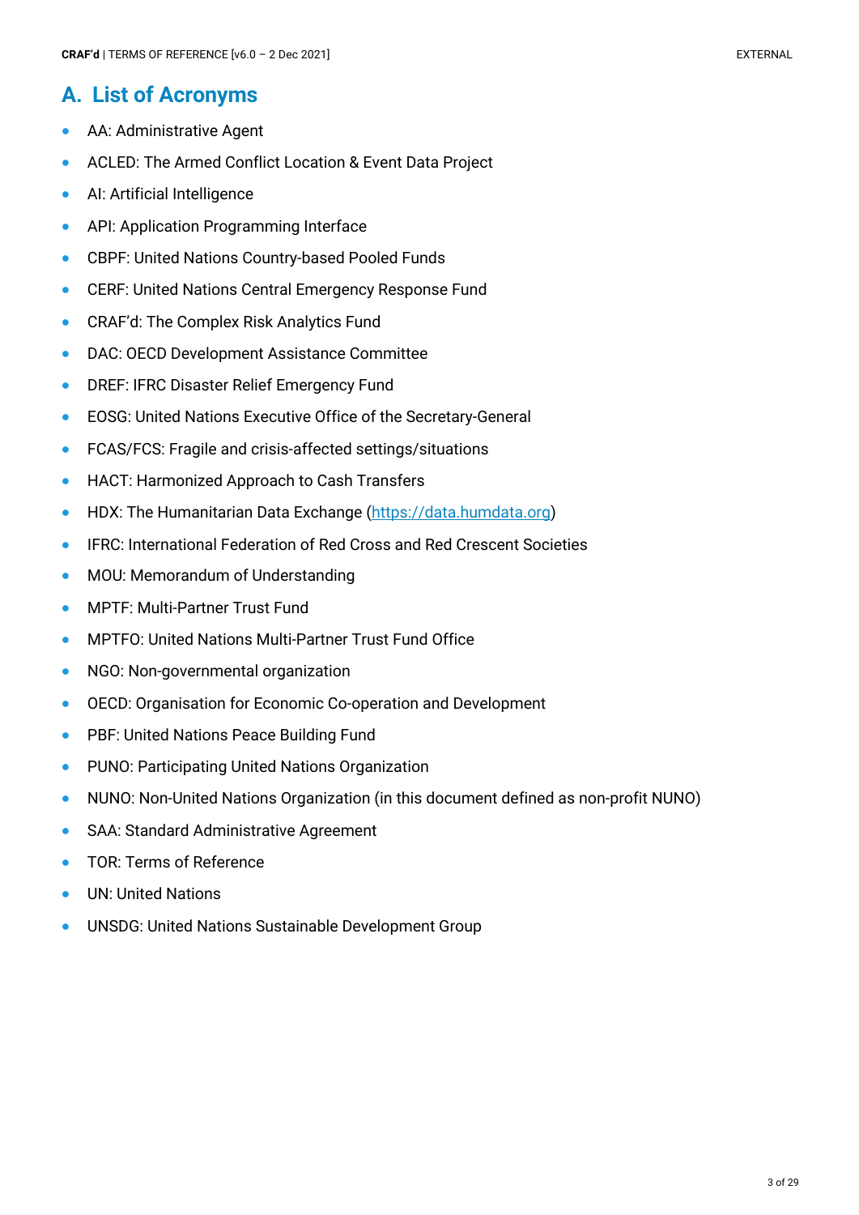## A. List of Acronyms

- AA: Administrative Agent
- ACLED: The Armed Conflict Location & Event Data Project
- AI: Artificial Intelligence
- API: Application Programming Interface
- CBPF: United Nations Country-based Pooled Funds
- CERF: United Nations Central Emergency Response Fund
- CRAF'd: The Complex Risk Analytics Fund
- DAC: OECD Development Assistance Committee
- DREF: IFRC Disaster Relief Emergency Fund
- EOSG: United Nations Executive Office of the Secretary-General
- FCAS/FCS: Fragile and crisis-affected settings/situations
- HACT: Harmonized Approach to Cash Transfers
- HDX: The Humanitarian Data Exchange ([https://data.humdata.org](https://data.humdata.org))
- IFRC: International Federation of Red Cross and Red Crescent Societies
- MOU: Memorandum of Understanding
- MPTF: Multi-Partner Trust Fund
- MPTFO: United Nations Multi-Partner Trust Fund Office
- NGO: Non-governmental organization
- OECD: Organisation for Economic Co-operation and Development
- PBF: United Nations Peace Building Fund
- PUNO: Participating United Nations Organization
- NUNO: Non-United Nations Organization (in this document defined as non-profit NUNO)
- SAA: Standard Administrative Agreement
- TOR: Terms of Reference
- UN: United Nations
- UNSDG: United Nations Sustainable Development Group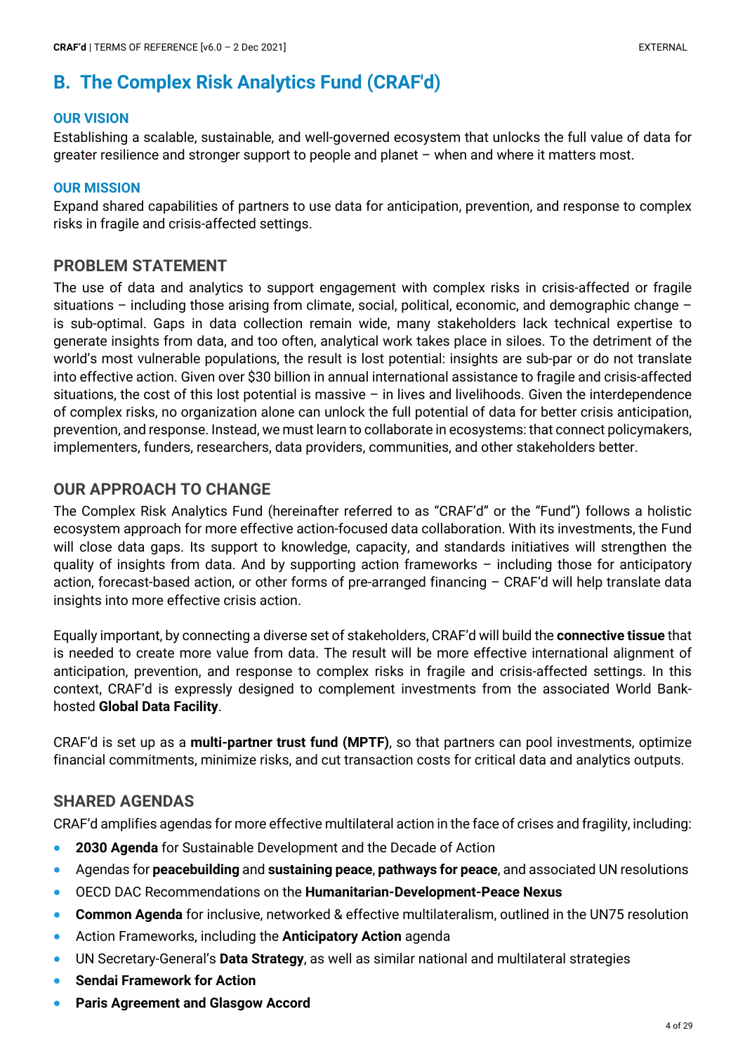## B. The Complex Risk Analytics Fund (CRAF'd)

### OUR VISION

Establishing a scalable, sustainable, and well-governed ecosystem that unlocks the full value of data for greater resilience and stronger support to people and planet – when and where it matters most.

### OUR MISSION

Expand shared capabilities of partners to use data for anticipation, prevention, and response to complex risks in fragile and crisis-affected settings.

### PROBLEM STATEMENT

The use of data and analytics to support engagement with complex risks in crisis-affected or fragile situations – including those arising from climate, social, political, economic, and demographic change – is sub-optimal. Gaps in data collection remain wide, many stakeholders lack technical expertise to generate insights from data, and too often, analytical work takes place in siloes. To the detriment of the world's most vulnerable populations, the result is lost potential: insights are sub-par or do not translate into effective action. Given over $30 billion in annual international assistance to fragile and crisis-affected situations, the cost of this lost potential is massive – in lives and livelihoods. Given the interdependence of complex risks, no organization alone can unlock the full potential of data for better crisis anticipation, prevention, and response. Instead, we must learn to collaborate in ecosystems: that connect policymakers, implementers, funders, researchers, data providers, communities, and other stakeholders better.

### OUR APPROACH TO CHANGE

The Complex Risk Analytics Fund (hereinafter referred to as "CRAF'd" or the "Fund") follows a holistic ecosystem approach for more effective action-focused data collaboration. With its investments, the Fund will close data gaps. Its support to knowledge, capacity, and standards initiatives will strengthen the quality of insights from data. And by supporting action frameworks – including those for anticipatory action, forecast-based action, or other forms of pre-arranged financing – CRAF'd will help translate data insights into more effective crisis action.

Equally important, by connecting a diverse set of stakeholders, CRAF'd will build the **connective tissue** that is needed to create more value from data. The result will be more effective international alignment of anticipation, prevention, and response to complex risks in fragile and crisis-affected settings. In this context, CRAF'd is expressly designed to complement investments from the associated World Bank-hosted **Global Data Facility**.

CRAF'd is set up as a **multi-partner trust fund (MPTF)**, so that partners can pool investments, optimize financial commitments, minimize risks, and cut transaction costs for critical data and analytics outputs.

### SHARED AGENDAS

CRAF'd amplifies agendas for more effective multilateral action in the face of crises and fragility, including:

- **2030 Agenda** for Sustainable Development and the Decade of Action
- Agendas for **peacebuilding** and **sustaining peace**, **pathways for peace**, and associated UN resolutions
- OECD DAC Recommendations on the **Humanitarian-Development-Peace Nexus**
- **Common Agenda** for inclusive, networked & effective multilateralism, outlined in the UN75 resolution
- Action Frameworks, including the **Anticipatory Action** agenda
- UN Secretary-General's **Data Strategy**, as well as similar national and multilateral strategies
- **Sendai Framework for Action**
- **Paris Agreement and Glasgow Accord**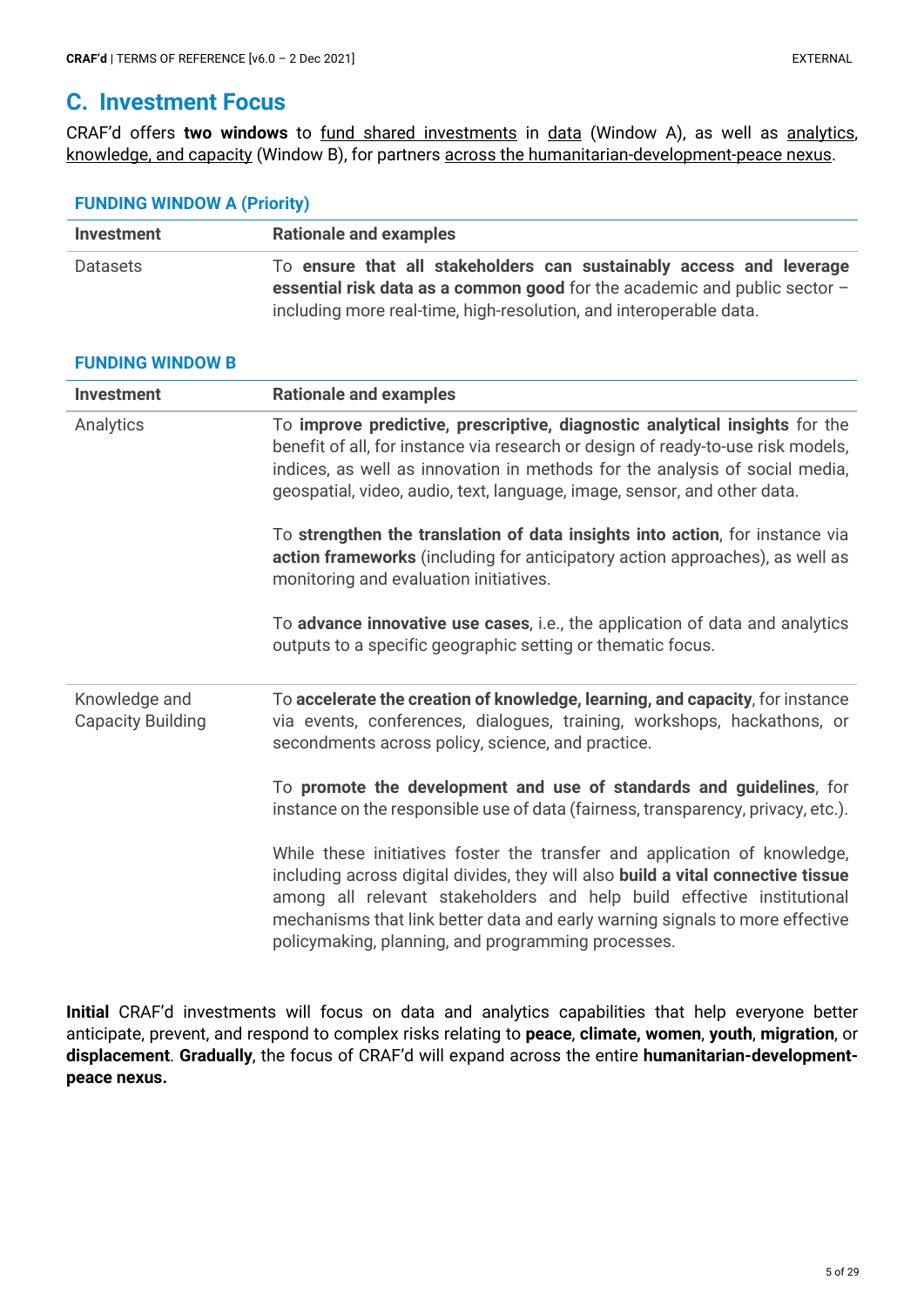## C. Investment Focus

CRAF'd offers **two windows** to fund shared investments in data (Window A), as well as analytics, knowledge, and capacity (Window B), for partners across the humanitarian-development-peace nexus.

### FUNDING WINDOW A (Priority)

| Investment | Rationale and examples |
|---|---|
| Datasets | To **ensure that all stakeholders can sustainably access and leverage essential risk data as a common good** for the academic and public sector – including more real-time, high-resolution, and interoperable data. |

### FUNDING WINDOW B

| Investment | Rationale and examples |
|---|---|
| Analytics | To **improve predictive, prescriptive, diagnostic analytical insights** for the benefit of all, for instance via research or design of ready-to-use risk models, indices, as well as innovation in methods for the analysis of social media, geospatial, video, audio, text, language, image, sensor, and other data.<br><br>To **strengthen the translation of data insights into action**, for instance via **action frameworks** (including for anticipatory action approaches), as well as monitoring and evaluation initiatives.<br><br>To **advance innovative use cases**, i.e., the application of data and analytics outputs to a specific geographic setting or thematic focus. |
| Knowledge and Capacity Building | To **accelerate the creation of knowledge, learning, and capacity**, for instance via events, conferences, dialogues, training, workshops, hackathons, or secondments across policy, science, and practice.<br><br>To **promote the development and use of standards and guidelines**, for instance on the responsible use of data (fairness, transparency, privacy, etc.).<br><br>While these initiatives foster the transfer and application of knowledge, including across digital divides, they will also **build a vital connective tissue** among all relevant stakeholders and help build effective institutional mechanisms that link better data and early warning signals to more effective policymaking, planning, and programming processes. |

**Initial** CRAF'd investments will focus on data and analytics capabilities that help everyone better anticipate, prevent, and respond to complex risks relating to **peace**, **climate, women**, **youth**, **migration**, or **displacement**. **Gradually**, the focus of CRAF'd will expand across the entire **humanitarian-development-peace nexus.**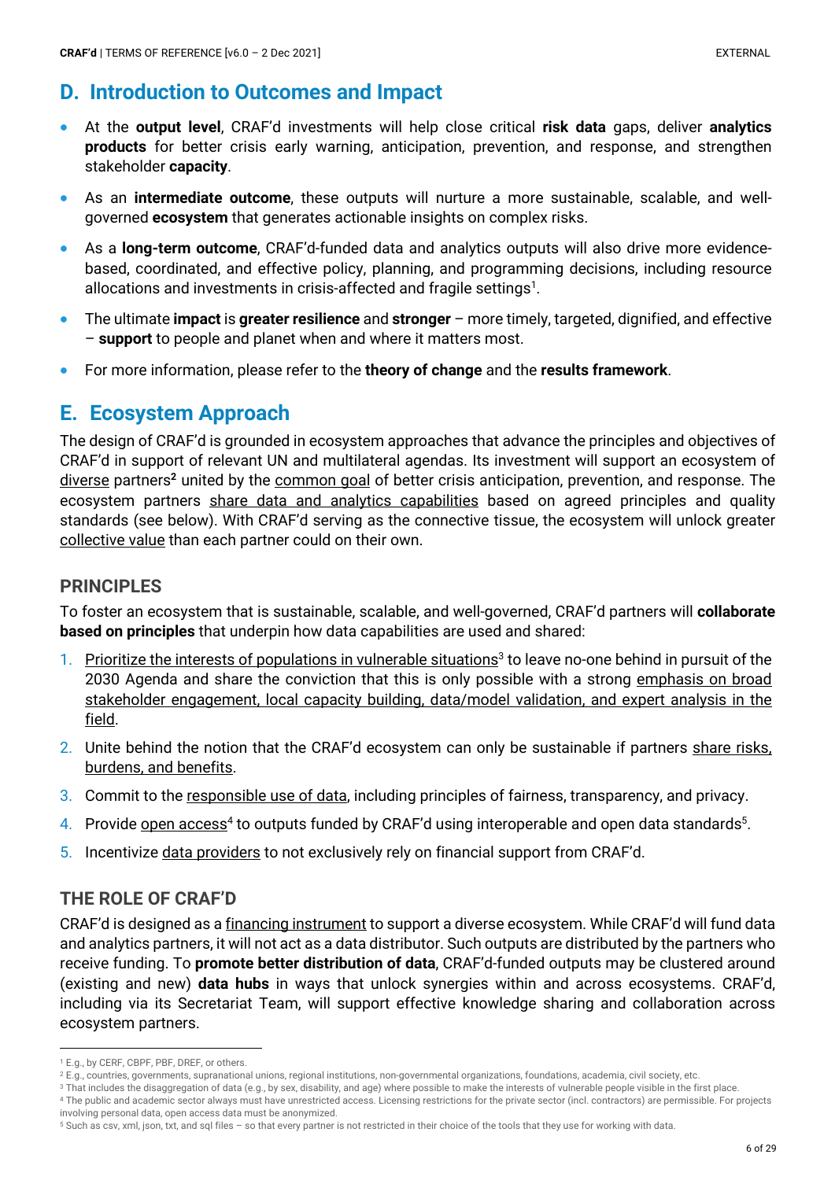## D. Introduction to Outcomes and Impact

- At the **output level**, CRAF'd investments will help close critical **risk data** gaps, deliver **analytics products** for better crisis early warning, anticipation, prevention, and response, and strengthen stakeholder **capacity**.
- As an **intermediate outcome**, these outputs will nurture a more sustainable, scalable, and well-governed **ecosystem** that generates actionable insights on complex risks.
- As a **long-term outcome**, CRAF'd-funded data and analytics outputs will also drive more evidence-based, coordinated, and effective policy, planning, and programming decisions, including resource allocations and investments in crisis-affected and fragile settings[1].
- The ultimate **impact** is **greater resilience** and **stronger** – more timely, targeted, dignified, and effective – **support** to people and planet when and where it matters most.
- For more information, please refer to the **theory of change** and the **results framework**.

## E. Ecosystem Approach

The design of CRAF'd is grounded in ecosystem approaches that advance the principles and objectives of CRAF'd in support of relevant UN and multilateral agendas. Its investment will support an ecosystem of diverse partners[2] united by the common goal of better crisis anticipation, prevention, and response. The ecosystem partners share data and analytics capabilities based on agreed principles and quality standards (see below). With CRAF'd serving as the connective tissue, the ecosystem will unlock greater collective value than each partner could on their own.

### PRINCIPLES

To foster an ecosystem that is sustainable, scalable, and well-governed, CRAF'd partners will **collaborate based on principles** that underpin how data capabilities are used and shared:

1. Prioritize the interests of populations in vulnerable situations[3] to leave no-one behind in pursuit of the 2030 Agenda and share the conviction that this is only possible with a strong emphasis on broad stakeholder engagement, local capacity building, data/model validation, and expert analysis in the field.
2. Unite behind the notion that the CRAF'd ecosystem can only be sustainable if partners share risks, burdens, and benefits.
3. Commit to the responsible use of data, including principles of fairness, transparency, and privacy.
4. Provide open access[4] to outputs funded by CRAF'd using interoperable and open data standards[5].
5. Incentivize data providers to not exclusively rely on financial support from CRAF'd.

### THE ROLE OF CRAF'D

CRAF'd is designed as a financing instrument to support a diverse ecosystem. While CRAF'd will fund data and analytics partners, it will not act as a data distributor. Such outputs are distributed by the partners who receive funding. To **promote better distribution of data**, CRAF'd-funded outputs may be clustered around (existing and new) **data hubs** in ways that unlock synergies within and across ecosystems. CRAF'd, including via its Secretariat Team, will support effective knowledge sharing and collaboration across ecosystem partners.

---

[1] E.g., by CERF, CBPF, PBF, DREF, or others.

[2] E.g., countries, governments, supranational unions, regional institutions, non-governmental organizations, foundations, academia, civil society, etc.

[3] That includes the disaggregation of data (e.g., by sex, disability, and age) where possible to make the interests of vulnerable people visible in the first place.

[4] The public and academic sector always must have unrestricted access. Licensing restrictions for the private sector (incl. contractors) are permissible. For projects involving personal data, open access data must be anonymized.

[5] Such as csv, xml, json, txt, and sql files – so that every partner is not restricted in their choice of the tools that they use for working with data.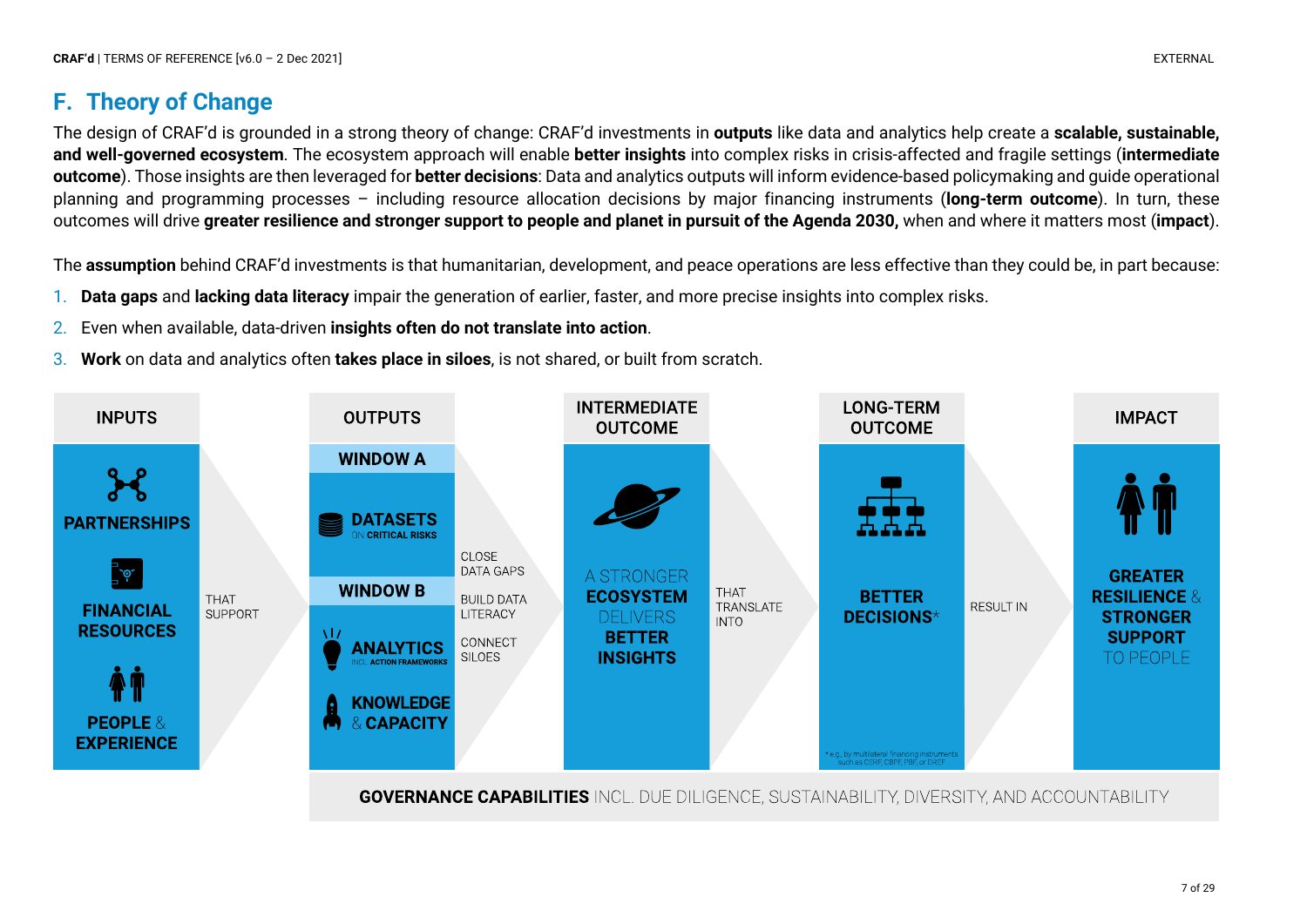## F. Theory of Change

The design of CRAF'd is grounded in a strong theory of change: CRAF'd investments in **outputs** like data and analytics help create a **scalable, sustainable, and well-governed ecosystem**. The ecosystem approach will enable **better insights** into complex risks in crisis-affected and fragile settings (**intermediate outcome**). Those insights are then leveraged for **better decisions**: Data and analytics outputs will inform evidence-based policymaking and guide operational planning and programming processes – including resource allocation decisions by major financing instruments (**long-term outcome**). In turn, these outcomes will drive **greater resilience and stronger support to people and planet in pursuit of the Agenda 2030,** when and where it matters most (**impact**).

The **assumption** behind CRAF'd investments is that humanitarian, development, and peace operations are less effective than they could be, in part because:

1. **Data gaps** and **lacking data literacy** impair the generation of earlier, faster, and more precise insights into complex risks.
2. Even when available, data-driven **insights often do not translate into action**.
3. **Work** on data and analytics often **takes place in siloes**, is not shared, or built from scratch.

| INPUTS | | OUTPUTS | | INTERMEDIATE OUTCOME | | LONG-TERM OUTCOME | | IMPACT |
|---|---|---|---|---|---|---|---|---|
| **PARTNERSHIPS**<br>**FINANCIAL RESOURCES**<br>**PEOPLE** & **EXPERIENCE** | THAT SUPPORT | **WINDOW A**<br>**DATASETS** ON **CRITICAL RISKS**<br>**WINDOW B**<br>**ANALYTICS** INCL. **ACTION FRAMEWORKS**<br>**KNOWLEDGE** & **CAPACITY** | CLOSE DATA GAPS<br>BUILD DATA LITERACY<br>CONNECT SILOES | A STRONGER **ECOSYSTEM** DELIVERS **BETTER INSIGHTS** | THAT TRANSLATE INTO | **BETTER DECISIONS***<br>* e.g., by multilateral financing instruments such as CERF, CBPF, PBF, or CREF | RESULT IN | **GREATER RESILIENCE** & **STRONGER SUPPORT** TO PEOPLE |

**GOVERNANCE CAPABILITIES** INCL. DUE DILIGENCE, SUSTAINABILITY, DIVERSITY, AND ACCOUNTABILITY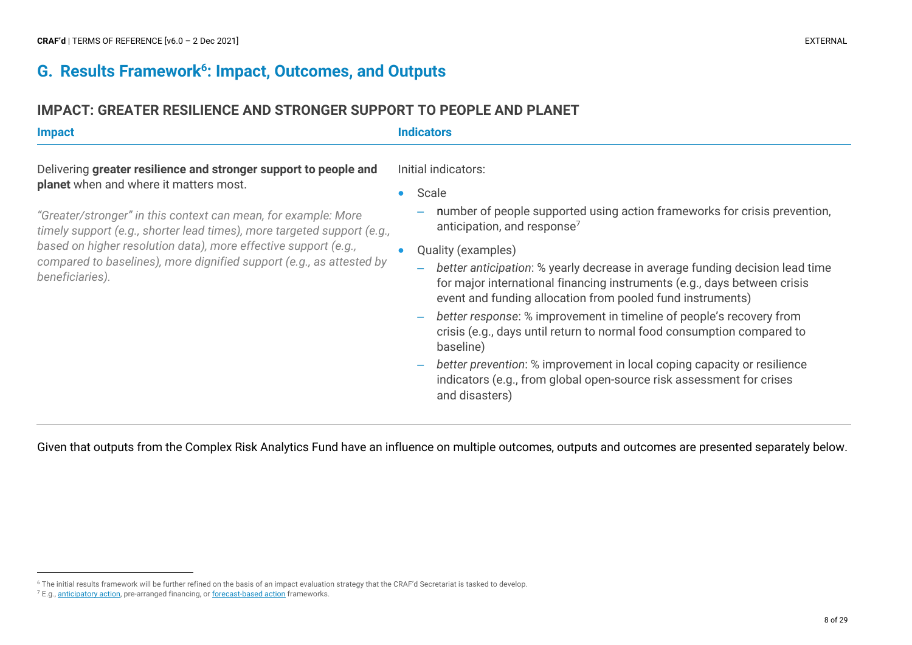## G. Results Framework[6]: Impact, Outcomes, and Outputs

### IMPACT: GREATER RESILIENCE AND STRONGER SUPPORT TO PEOPLE AND PLANET

| Impact | Indicators |
|---|---|
| Delivering **greater resilience and stronger support to people and planet** when and where it matters most.<br><br>*"Greater/stronger" in this context can mean, for example: More timely support (e.g., shorter lead times), more targeted support (e.g., based on higher resolution data), more effective support (e.g., compared to baselines), more dignified support (e.g., as attested by beneficiaries).* | Initial indicators:<br>• Scale<br>– number of people supported using action frameworks for crisis prevention, anticipation, and response[7]<br>• Quality (examples)<br>– *better anticipation*: % yearly decrease in average funding decision lead time for major international financing instruments (e.g., days between crisis event and funding allocation from pooled fund instruments)<br>– *better response*: % improvement in timeline of people's recovery from crisis (e.g., days until return to normal food consumption compared to baseline)<br>– *better prevention*: % improvement in local coping capacity or resilience indicators (e.g., from global open-source risk assessment for crises and disasters) |

Given that outputs from the Complex Risk Analytics Fund have an influence on multiple outcomes, outputs and outcomes are presented separately below.

---

[6] The initial results framework will be further refined on the basis of an impact evaluation strategy that the CRAF'd Secretariat is tasked to develop.

[7] E.g., anticipatory action, pre-arranged financing, or forecast-based action frameworks.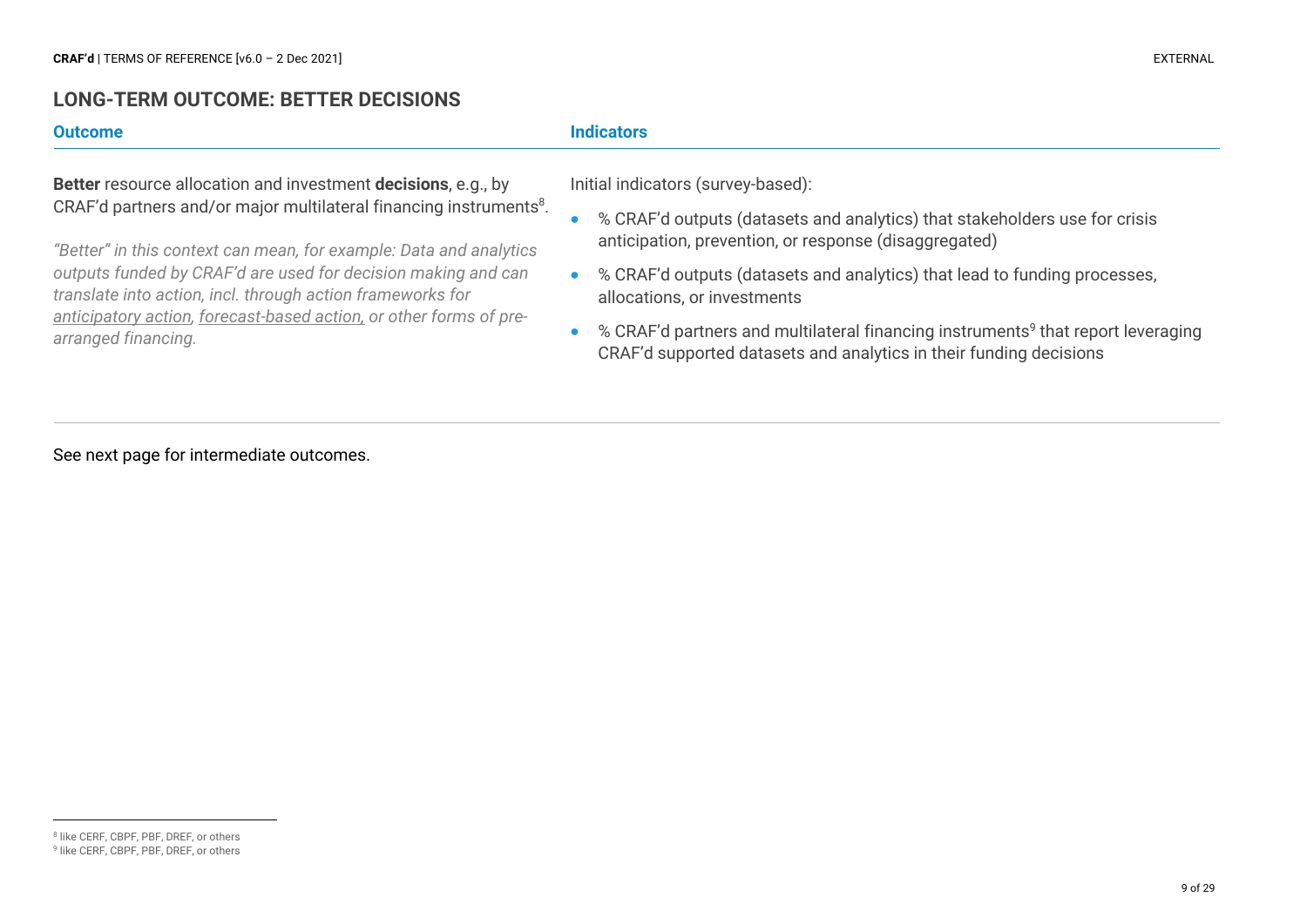## LONG-TERM OUTCOME: BETTER DECISIONS

| Outcome | Indicators |
|---|---|
| **Better** resource allocation and investment **decisions**, e.g., by CRAF'd partners and/or major multilateral financing instruments[8]. <br><br> *"Better" in this context can mean, for example: Data and analytics outputs funded by CRAF'd are used for decision making and can translate into action, incl. through action frameworks for anticipatory action, forecast-based action, or other forms of pre-arranged financing.* | Initial indicators (survey-based): <br><br> • % CRAF'd outputs (datasets and analytics) that stakeholders use for crisis anticipation, prevention, or response (disaggregated) <br> • % CRAF'd outputs (datasets and analytics) that lead to funding processes, allocations, or investments <br> • % CRAF'd partners and multilateral financing instruments[9] that report leveraging CRAF'd supported datasets and analytics in their funding decisions |

See next page for intermediate outcomes.

[8] like CERF, CBPF, PBF, DREF, or others

[9] like CERF, CBPF, PBF, DREF, or others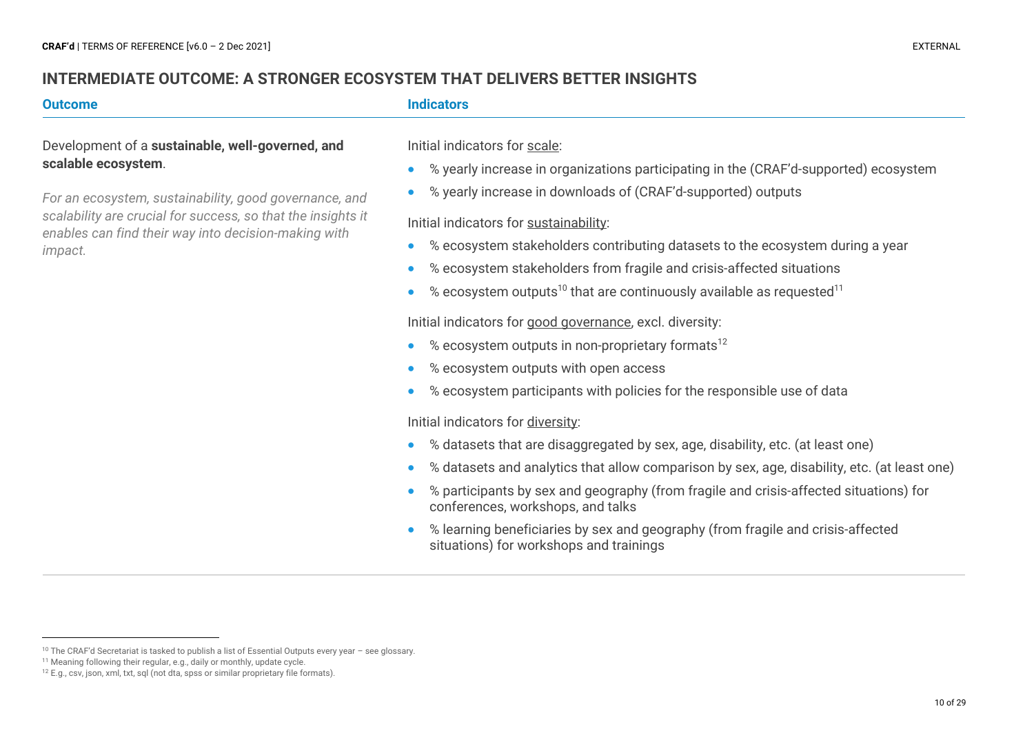## INTERMEDIATE OUTCOME: A STRONGER ECOSYSTEM THAT DELIVERS BETTER INSIGHTS

| Outcome | Indicators |
| --- | --- |
| Development of a **sustainable, well-governed, and scalable ecosystem**.<br><br>*For an ecosystem, sustainability, good governance, and scalability are crucial for success, so that the insights it enables can find their way into decision-making with impact.* | Initial indicators for scale:<br>• % yearly increase in organizations participating in the (CRAF'd-supported) ecosystem<br>• % yearly increase in downloads of (CRAF'd-supported) outputs<br><br>Initial indicators for sustainability:<br>• % ecosystem stakeholders contributing datasets to the ecosystem during a year<br>• % ecosystem stakeholders from fragile and crisis-affected situations<br>• % ecosystem outputs[10] that are continuously available as requested[11]<br><br>Initial indicators for good governance, excl. diversity:<br>• % ecosystem outputs in non-proprietary formats[12]<br>• % ecosystem outputs with open access<br>• % ecosystem participants with policies for the responsible use of data<br><br>Initial indicators for diversity:<br>• % datasets that are disaggregated by sex, age, disability, etc. (at least one)<br>• % datasets and analytics that allow comparison by sex, age, disability, etc. (at least one)<br>• % participants by sex and geography (from fragile and crisis-affected situations) for conferences, workshops, and talks<br>• % learning beneficiaries by sex and geography (from fragile and crisis-affected situations) for workshops and trainings |

---

[10] The CRAF'd Secretariat is tasked to publish a list of Essential Outputs every year – see glossary.

[11] Meaning following their regular, e.g., daily or monthly, update cycle.

[12] E.g., csv, json, xml, txt, sql (not dta, spss or similar proprietary file formats).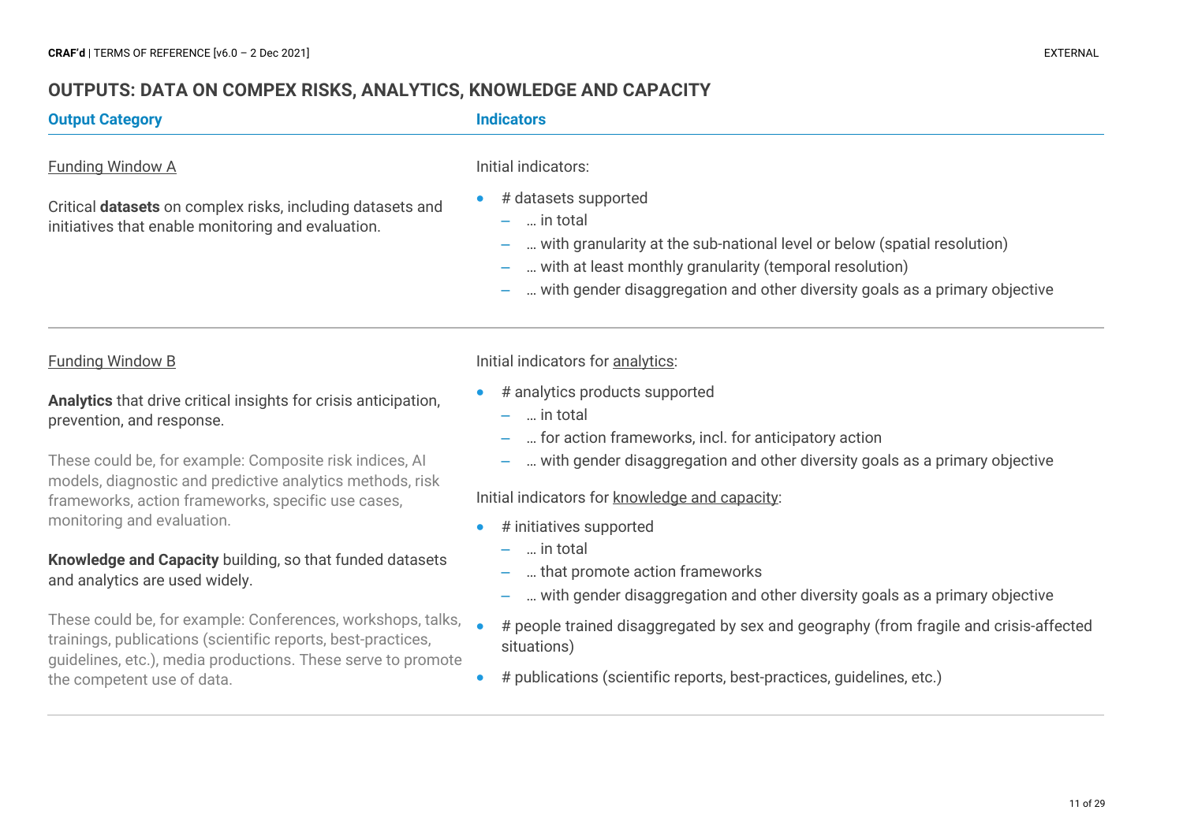## OUTPUTS: DATA ON COMPEX RISKS, ANALYTICS, KNOWLEDGE AND CAPACITY

| Output Category | Indicators |
|---|---|
| Funding Window A<br><br>Critical **datasets** on complex risks, including datasets and initiatives that enable monitoring and evaluation. | Initial indicators:<br><br>• # datasets supported<br>  – … in total<br>  – … with granularity at the sub-national level or below (spatial resolution)<br>  – … with at least monthly granularity (temporal resolution)<br>  – … with gender disaggregation and other diversity goals as a primary objective |
| Funding Window B<br><br>**Analytics** that drive critical insights for crisis anticipation, prevention, and response.<br><br>These could be, for example: Composite risk indices, AI models, diagnostic and predictive analytics methods, risk frameworks, action frameworks, specific use cases, monitoring and evaluation.<br><br>**Knowledge and Capacity** building, so that funded datasets and analytics are used widely.<br><br>These could be, for example: Conferences, workshops, talks, trainings, publications (scientific reports, best-practices, guidelines, etc.), media productions. These serve to promote the competent use of data. | Initial indicators for analytics:<br><br>• # analytics products supported<br>  – … in total<br>  – … for action frameworks, incl. for anticipatory action<br>  – … with gender disaggregation and other diversity goals as a primary objective<br><br>Initial indicators for knowledge and capacity:<br><br>• # initiatives supported<br>  – … in total<br>  – … that promote action frameworks<br>  – … with gender disaggregation and other diversity goals as a primary objective<br>• # people trained disaggregated by sex and geography (from fragile and crisis-affected situations)<br>• # publications (scientific reports, best-practices, guidelines, etc.) |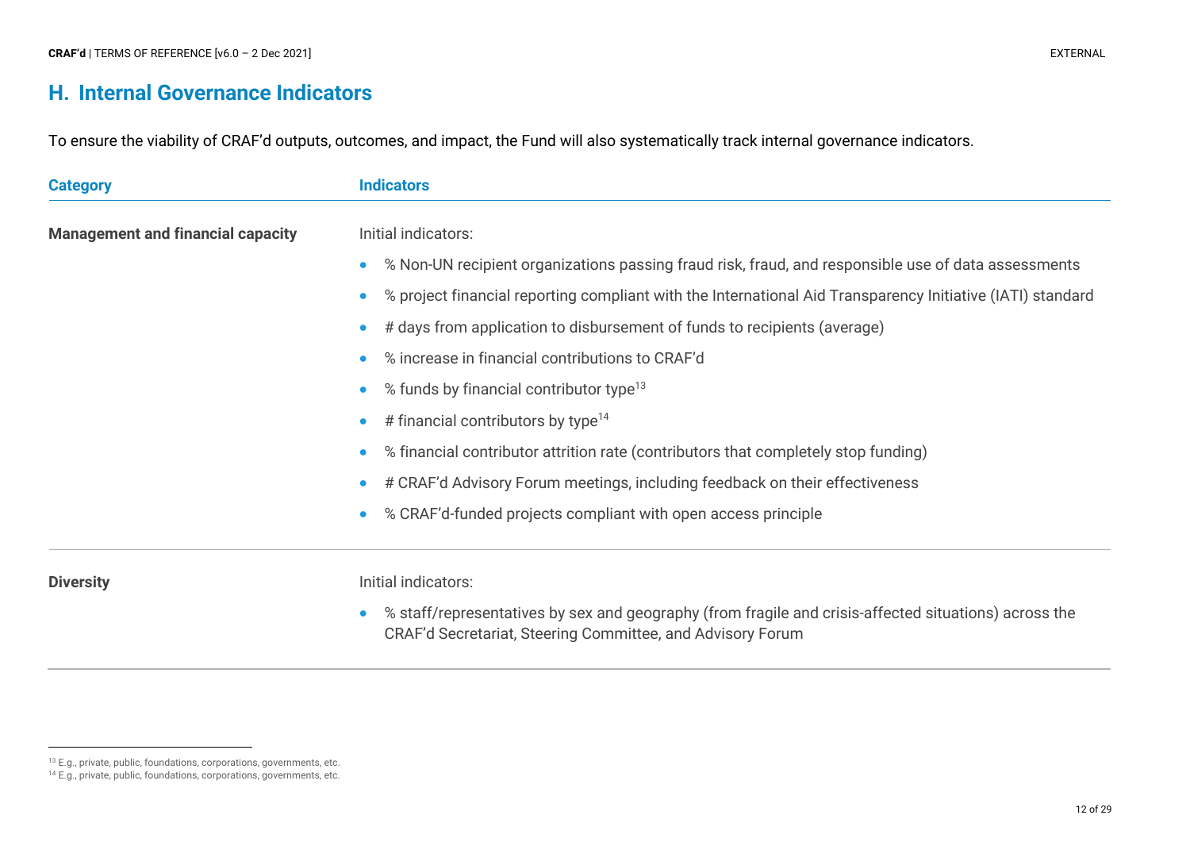## H. Internal Governance Indicators

To ensure the viability of CRAF'd outputs, outcomes, and impact, the Fund will also systematically track internal governance indicators.

| Category | Indicators |
| --- | --- |
| **Management and financial capacity** | Initial indicators:<br>• % Non-UN recipient organizations passing fraud risk, fraud, and responsible use of data assessments<br>• % project financial reporting compliant with the International Aid Transparency Initiative (IATI) standard<br>• # days from application to disbursement of funds to recipients (average)<br>• % increase in financial contributions to CRAF'd<br>• % funds by financial contributor type[13]<br>• # financial contributors by type[14]<br>• % financial contributor attrition rate (contributors that completely stop funding)<br>• # CRAF'd Advisory Forum meetings, including feedback on their effectiveness<br>• % CRAF'd-funded projects compliant with open access principle |
| **Diversity** | Initial indicators:<br>• % staff/representatives by sex and geography (from fragile and crisis-affected situations) across the CRAF'd Secretariat, Steering Committee, and Advisory Forum |

[13] E.g., private, public, foundations, corporations, governments, etc.
[14] E.g., private, public, foundations, corporations, governments, etc.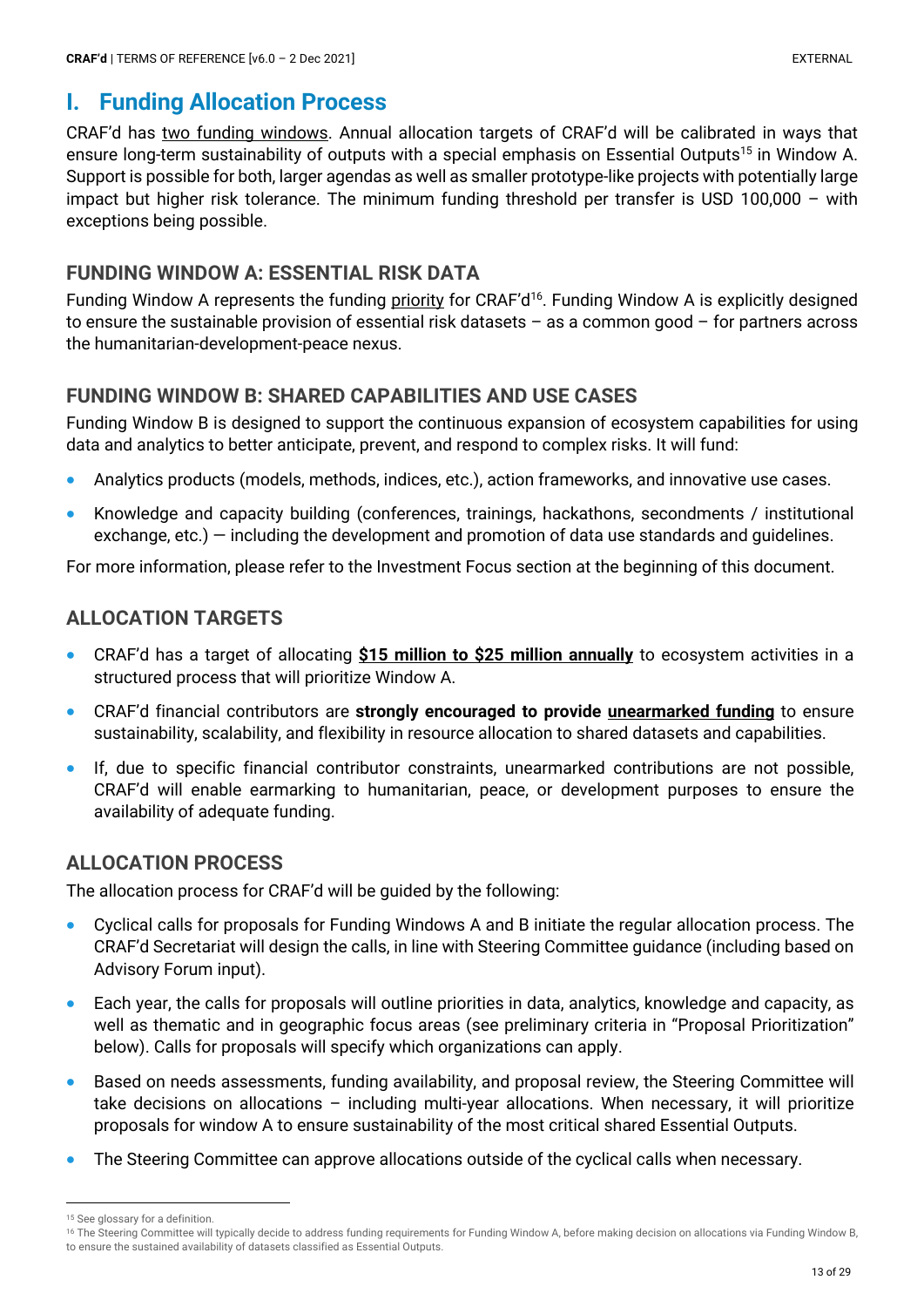# I. Funding Allocation Process

CRAF'd has two funding windows. Annual allocation targets of CRAF'd will be calibrated in ways that ensure long-term sustainability of outputs with a special emphasis on Essential Outputs[15] in Window A. Support is possible for both, larger agendas as well as smaller prototype-like projects with potentially large impact but higher risk tolerance. The minimum funding threshold per transfer is USD 100,000 – with exceptions being possible.

### FUNDING WINDOW A: ESSENTIAL RISK DATA

Funding Window A represents the funding priority for CRAF'd[16]. Funding Window A is explicitly designed to ensure the sustainable provision of essential risk datasets – as a common good – for partners across the humanitarian-development-peace nexus.

### FUNDING WINDOW B: SHARED CAPABILITIES AND USE CASES

Funding Window B is designed to support the continuous expansion of ecosystem capabilities for using data and analytics to better anticipate, prevent, and respond to complex risks. It will fund:

- Analytics products (models, methods, indices, etc.), action frameworks, and innovative use cases.
- Knowledge and capacity building (conferences, trainings, hackathons, secondments / institutional exchange, etc.) — including the development and promotion of data use standards and guidelines.

For more information, please refer to the Investment Focus section at the beginning of this document.

### ALLOCATION TARGETS

- CRAF'd has a target of allocating **$15 million to $25 million annually** to ecosystem activities in a structured process that will prioritize Window A.
- CRAF'd financial contributors are **strongly encouraged to provide unearmarked funding** to ensure sustainability, scalability, and flexibility in resource allocation to shared datasets and capabilities.
- If, due to specific financial contributor constraints, unearmarked contributions are not possible, CRAF'd will enable earmarking to humanitarian, peace, or development purposes to ensure the availability of adequate funding.

### ALLOCATION PROCESS

The allocation process for CRAF'd will be guided by the following:

- Cyclical calls for proposals for Funding Windows A and B initiate the regular allocation process. The CRAF'd Secretariat will design the calls, in line with Steering Committee guidance (including based on Advisory Forum input).
- Each year, the calls for proposals will outline priorities in data, analytics, knowledge and capacity, as well as thematic and in geographic focus areas (see preliminary criteria in "Proposal Prioritization" below). Calls for proposals will specify which organizations can apply.
- Based on needs assessments, funding availability, and proposal review, the Steering Committee will take decisions on allocations – including multi-year allocations. When necessary, it will prioritize proposals for window A to ensure sustainability of the most critical shared Essential Outputs.
- The Steering Committee can approve allocations outside of the cyclical calls when necessary.

---

[15] See glossary for a definition.

[16] The Steering Committee will typically decide to address funding requirements for Funding Window A, before making decision on allocations via Funding Window B, to ensure the sustained availability of datasets classified as Essential Outputs.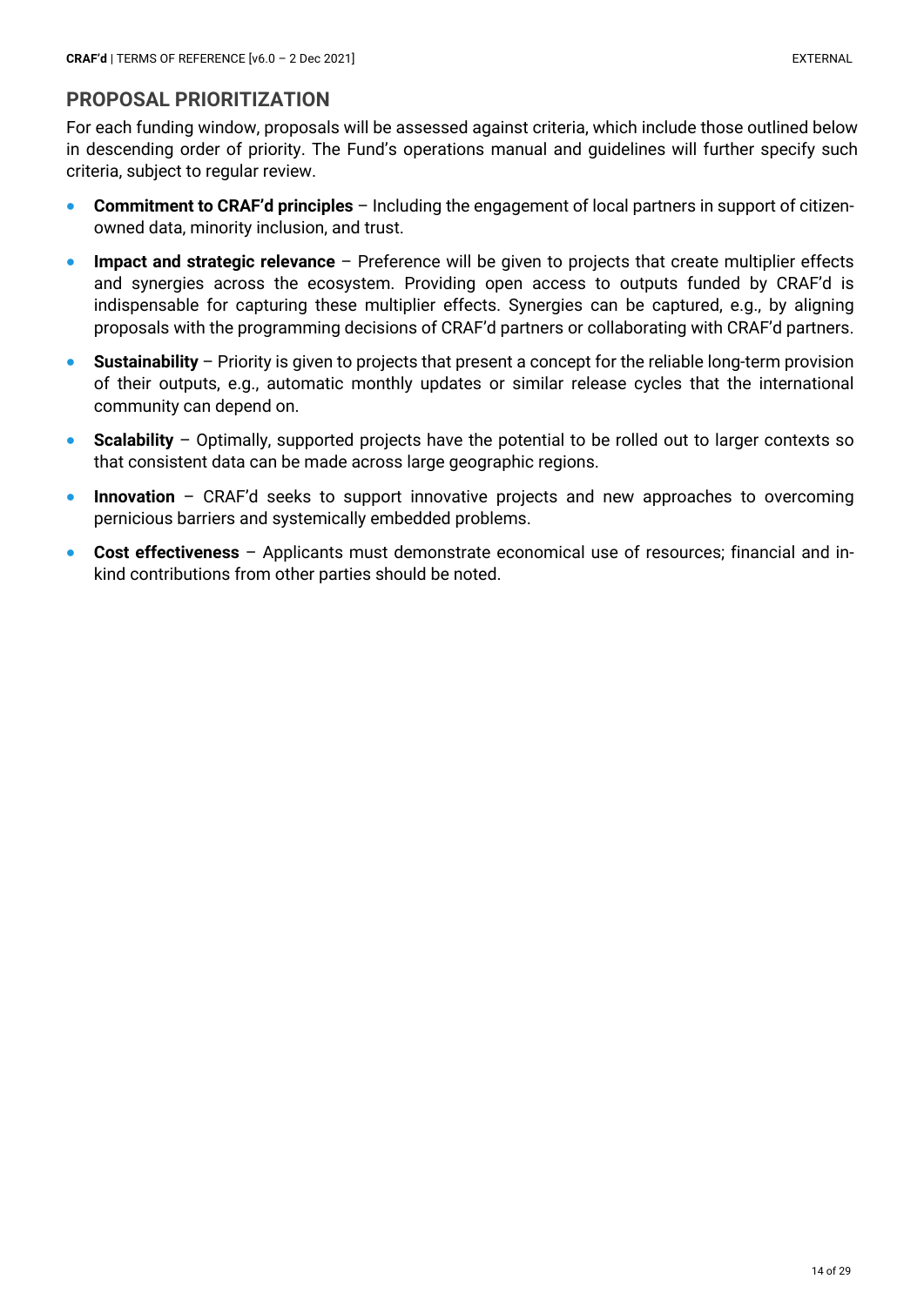## PROPOSAL PRIORITIZATION

For each funding window, proposals will be assessed against criteria, which include those outlined below in descending order of priority. The Fund's operations manual and guidelines will further specify such criteria, subject to regular review.

- **Commitment to CRAF'd principles** – Including the engagement of local partners in support of citizen-owned data, minority inclusion, and trust.
- **Impact and strategic relevance** – Preference will be given to projects that create multiplier effects and synergies across the ecosystem. Providing open access to outputs funded by CRAF'd is indispensable for capturing these multiplier effects. Synergies can be captured, e.g., by aligning proposals with the programming decisions of CRAF'd partners or collaborating with CRAF'd partners.
- **Sustainability** – Priority is given to projects that present a concept for the reliable long-term provision of their outputs, e.g., automatic monthly updates or similar release cycles that the international community can depend on.
- **Scalability** – Optimally, supported projects have the potential to be rolled out to larger contexts so that consistent data can be made across large geographic regions.
- **Innovation** – CRAF'd seeks to support innovative projects and new approaches to overcoming pernicious barriers and systemically embedded problems.
- **Cost effectiveness** – Applicants must demonstrate economical use of resources; financial and in-kind contributions from other parties should be noted.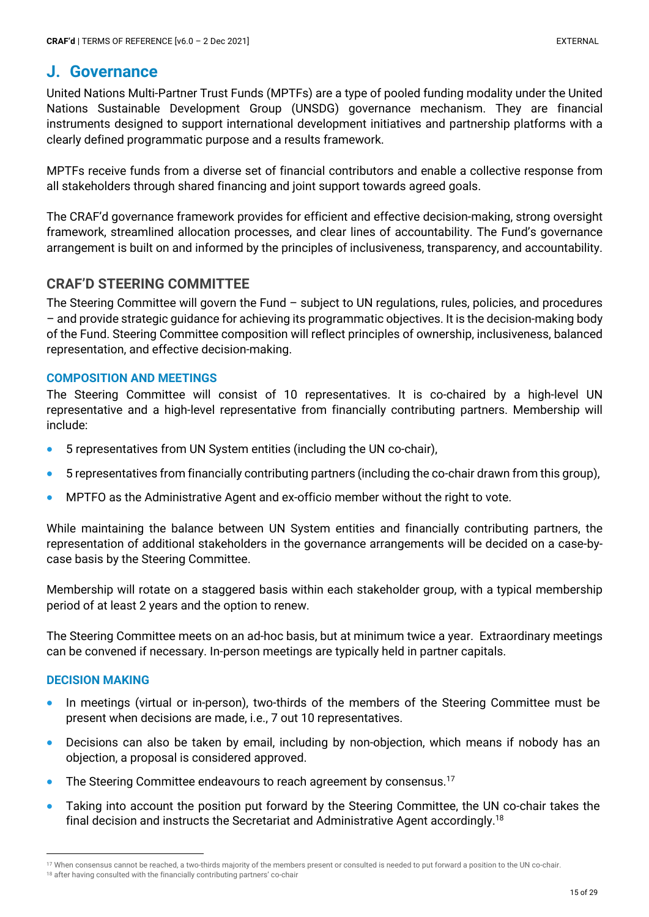# J. Governance

United Nations Multi-Partner Trust Funds (MPTFs) are a type of pooled funding modality under the United Nations Sustainable Development Group (UNSDG) governance mechanism. They are financial instruments designed to support international development initiatives and partnership platforms with a clearly defined programmatic purpose and a results framework.

MPTFs receive funds from a diverse set of financial contributors and enable a collective response from all stakeholders through shared financing and joint support towards agreed goals.

The CRAF'd governance framework provides for efficient and effective decision-making, strong oversight framework, streamlined allocation processes, and clear lines of accountability. The Fund's governance arrangement is built on and informed by the principles of inclusiveness, transparency, and accountability.

## CRAF'D STEERING COMMITTEE

The Steering Committee will govern the Fund – subject to UN regulations, rules, policies, and procedures – and provide strategic guidance for achieving its programmatic objectives. It is the decision-making body of the Fund. Steering Committee composition will reflect principles of ownership, inclusiveness, balanced representation, and effective decision-making.

### COMPOSITION AND MEETINGS

The Steering Committee will consist of 10 representatives. It is co-chaired by a high-level UN representative and a high-level representative from financially contributing partners. Membership will include:

- 5 representatives from UN System entities (including the UN co-chair),
- 5 representatives from financially contributing partners (including the co-chair drawn from this group),
- MPTFO as the Administrative Agent and ex-officio member without the right to vote.

While maintaining the balance between UN System entities and financially contributing partners, the representation of additional stakeholders in the governance arrangements will be decided on a case-by-case basis by the Steering Committee.

Membership will rotate on a staggered basis within each stakeholder group, with a typical membership period of at least 2 years and the option to renew.

The Steering Committee meets on an ad-hoc basis, but at minimum twice a year. Extraordinary meetings can be convened if necessary. In-person meetings are typically held in partner capitals.

### DECISION MAKING

- In meetings (virtual or in-person), two-thirds of the members of the Steering Committee must be present when decisions are made, i.e., 7 out 10 representatives.
- Decisions can also be taken by email, including by non-objection, which means if nobody has an objection, a proposal is considered approved.
- The Steering Committee endeavours to reach agreement by consensus.[17]
- Taking into account the position put forward by the Steering Committee, the UN co-chair takes the final decision and instructs the Secretariat and Administrative Agent accordingly.[18]

---

[17] When consensus cannot be reached, a two-thirds majority of the members present or consulted is needed to put forward a position to the UN co-chair.

[18] after having consulted with the financially contributing partners' co-chair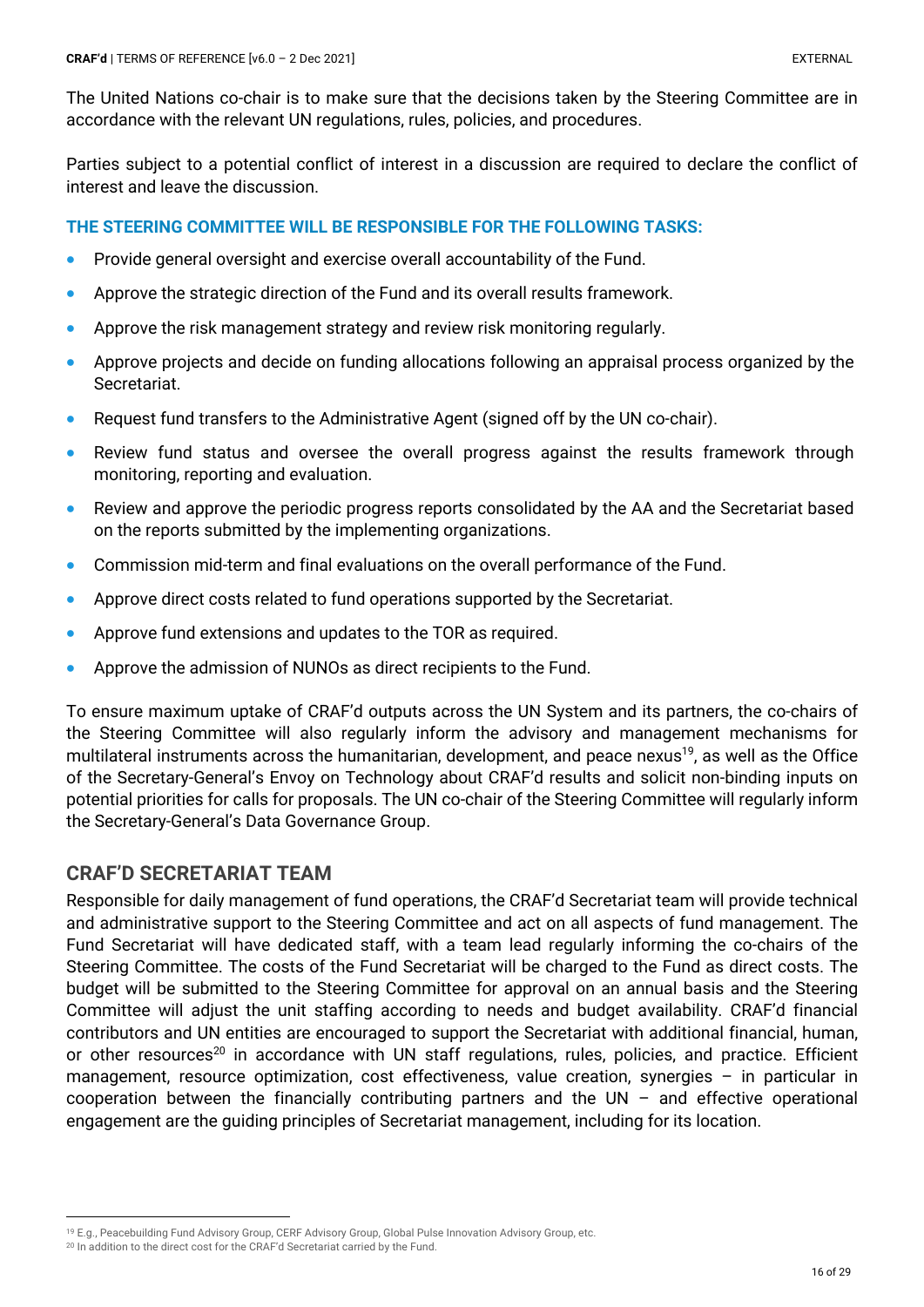The United Nations co-chair is to make sure that the decisions taken by the Steering Committee are in accordance with the relevant UN regulations, rules, policies, and procedures.

Parties subject to a potential conflict of interest in a discussion are required to declare the conflict of interest and leave the discussion.

**THE STEERING COMMITTEE WILL BE RESPONSIBLE FOR THE FOLLOWING TASKS:**

- Provide general oversight and exercise overall accountability of the Fund.
- Approve the strategic direction of the Fund and its overall results framework.
- Approve the risk management strategy and review risk monitoring regularly.
- Approve projects and decide on funding allocations following an appraisal process organized by the Secretariat.
- Request fund transfers to the Administrative Agent (signed off by the UN co-chair).
- Review fund status and oversee the overall progress against the results framework through monitoring, reporting and evaluation.
- Review and approve the periodic progress reports consolidated by the AA and the Secretariat based on the reports submitted by the implementing organizations.
- Commission mid-term and final evaluations on the overall performance of the Fund.
- Approve direct costs related to fund operations supported by the Secretariat.
- Approve fund extensions and updates to the TOR as required.
- Approve the admission of NUNOs as direct recipients to the Fund.

To ensure maximum uptake of CRAF'd outputs across the UN System and its partners, the co-chairs of the Steering Committee will also regularly inform the advisory and management mechanisms for multilateral instruments across the humanitarian, development, and peace nexus[19], as well as the Office of the Secretary-General's Envoy on Technology about CRAF'd results and solicit non-binding inputs on potential priorities for calls for proposals. The UN co-chair of the Steering Committee will regularly inform the Secretary-General's Data Governance Group.

## CRAF'D SECRETARIAT TEAM

Responsible for daily management of fund operations, the CRAF'd Secretariat team will provide technical and administrative support to the Steering Committee and act on all aspects of fund management. The Fund Secretariat will have dedicated staff, with a team lead regularly informing the co-chairs of the Steering Committee. The costs of the Fund Secretariat will be charged to the Fund as direct costs. The budget will be submitted to the Steering Committee for approval on an annual basis and the Steering Committee will adjust the unit staffing according to needs and budget availability. CRAF'd financial contributors and UN entities are encouraged to support the Secretariat with additional financial, human, or other resources[20] in accordance with UN staff regulations, rules, policies, and practice. Efficient management, resource optimization, cost effectiveness, value creation, synergies – in particular in cooperation between the financially contributing partners and the UN – and effective operational engagement are the guiding principles of Secretariat management, including for its location.

---

[19] E.g., Peacebuilding Fund Advisory Group, CERF Advisory Group, Global Pulse Innovation Advisory Group, etc.

[20] In addition to the direct cost for the CRAF'd Secretariat carried by the Fund.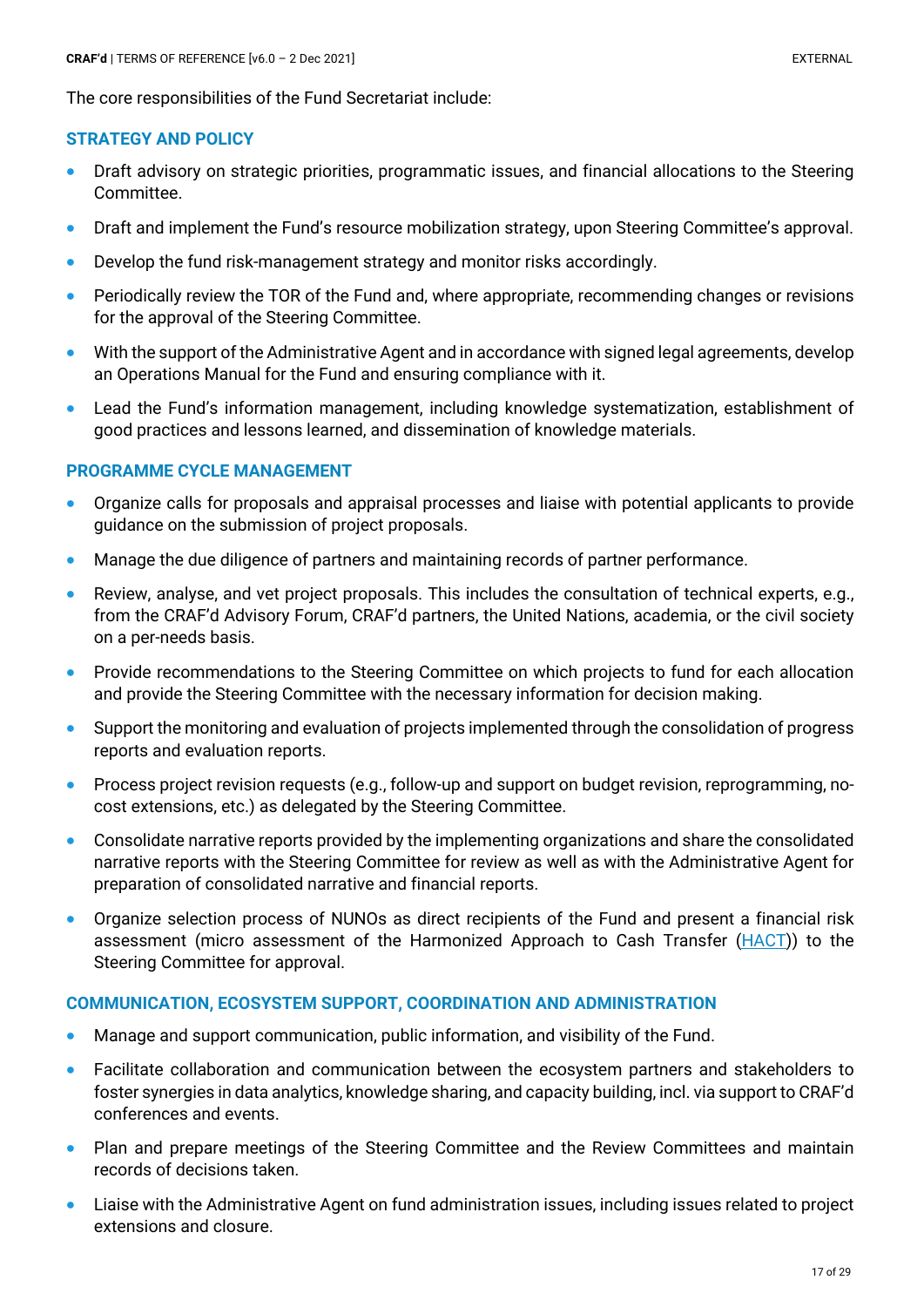The core responsibilities of the Fund Secretariat include:

### STRATEGY AND POLICY

- Draft advisory on strategic priorities, programmatic issues, and financial allocations to the Steering Committee.
- Draft and implement the Fund's resource mobilization strategy, upon Steering Committee's approval.
- Develop the fund risk-management strategy and monitor risks accordingly.
- Periodically review the TOR of the Fund and, where appropriate, recommending changes or revisions for the approval of the Steering Committee.
- With the support of the Administrative Agent and in accordance with signed legal agreements, develop an Operations Manual for the Fund and ensuring compliance with it.
- Lead the Fund's information management, including knowledge systematization, establishment of good practices and lessons learned, and dissemination of knowledge materials.

### PROGRAMME CYCLE MANAGEMENT

- Organize calls for proposals and appraisal processes and liaise with potential applicants to provide guidance on the submission of project proposals.
- Manage the due diligence of partners and maintaining records of partner performance.
- Review, analyse, and vet project proposals. This includes the consultation of technical experts, e.g., from the CRAF'd Advisory Forum, CRAF'd partners, the United Nations, academia, or the civil society on a per-needs basis.
- Provide recommendations to the Steering Committee on which projects to fund for each allocation and provide the Steering Committee with the necessary information for decision making.
- Support the monitoring and evaluation of projects implemented through the consolidation of progress reports and evaluation reports.
- Process project revision requests (e.g., follow-up and support on budget revision, reprogramming, no-cost extensions, etc.) as delegated by the Steering Committee.
- Consolidate narrative reports provided by the implementing organizations and share the consolidated narrative reports with the Steering Committee for review as well as with the Administrative Agent for preparation of consolidated narrative and financial reports.
- Organize selection process of NUNOs as direct recipients of the Fund and present a financial risk assessment (micro assessment of the Harmonized Approach to Cash Transfer (HACT)) to the Steering Committee for approval.

### COMMUNICATION, ECOSYSTEM SUPPORT, COORDINATION AND ADMINISTRATION

- Manage and support communication, public information, and visibility of the Fund.
- Facilitate collaboration and communication between the ecosystem partners and stakeholders to foster synergies in data analytics, knowledge sharing, and capacity building, incl. via support to CRAF'd conferences and events.
- Plan and prepare meetings of the Steering Committee and the Review Committees and maintain records of decisions taken.
- Liaise with the Administrative Agent on fund administration issues, including issues related to project extensions and closure.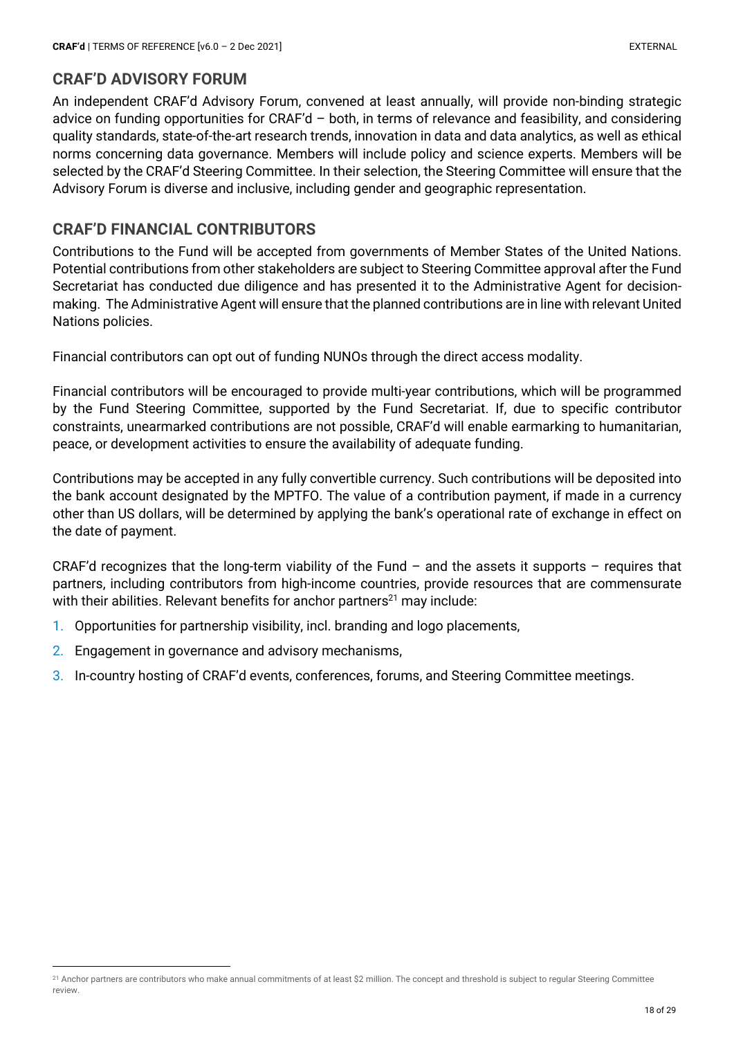## CRAF'D ADVISORY FORUM

An independent CRAF'd Advisory Forum, convened at least annually, will provide non-binding strategic advice on funding opportunities for CRAF'd – both, in terms of relevance and feasibility, and considering quality standards, state-of-the-art research trends, innovation in data and data analytics, as well as ethical norms concerning data governance. Members will include policy and science experts. Members will be selected by the CRAF'd Steering Committee. In their selection, the Steering Committee will ensure that the Advisory Forum is diverse and inclusive, including gender and geographic representation.

## CRAF'D FINANCIAL CONTRIBUTORS

Contributions to the Fund will be accepted from governments of Member States of the United Nations. Potential contributions from other stakeholders are subject to Steering Committee approval after the Fund Secretariat has conducted due diligence and has presented it to the Administrative Agent for decision-making. The Administrative Agent will ensure that the planned contributions are in line with relevant United Nations policies.

Financial contributors can opt out of funding NUNOs through the direct access modality.

Financial contributors will be encouraged to provide multi-year contributions, which will be programmed by the Fund Steering Committee, supported by the Fund Secretariat. If, due to specific contributor constraints, unearmarked contributions are not possible, CRAF'd will enable earmarking to humanitarian, peace, or development activities to ensure the availability of adequate funding.

Contributions may be accepted in any fully convertible currency. Such contributions will be deposited into the bank account designated by the MPTFO. The value of a contribution payment, if made in a currency other than US dollars, will be determined by applying the bank's operational rate of exchange in effect on the date of payment.

CRAF'd recognizes that the long-term viability of the Fund – and the assets it supports – requires that partners, including contributors from high-income countries, provide resources that are commensurate with their abilities. Relevant benefits for anchor partners[21] may include:

1. Opportunities for partnership visibility, incl. branding and logo placements,
2. Engagement in governance and advisory mechanisms,
3. In-country hosting of CRAF'd events, conferences, forums, and Steering Committee meetings.

[21] Anchor partners are contributors who make annual commitments of at least $2 million. The concept and threshold is subject to regular Steering Committee review.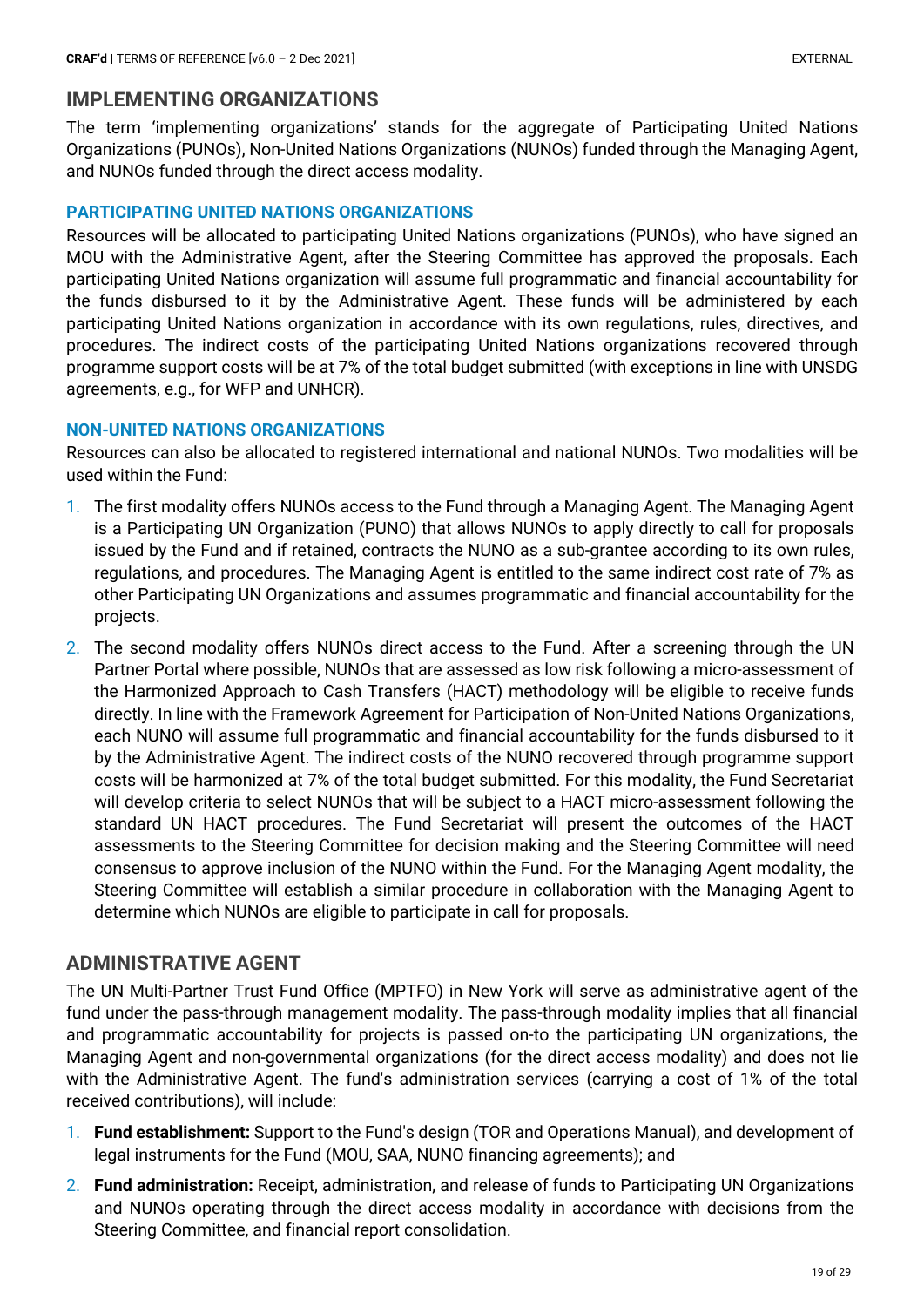## IMPLEMENTING ORGANIZATIONS

The term 'implementing organizations' stands for the aggregate of Participating United Nations Organizations (PUNOs), Non-United Nations Organizations (NUNOs) funded through the Managing Agent, and NUNOs funded through the direct access modality.

### PARTICIPATING UNITED NATIONS ORGANIZATIONS

Resources will be allocated to participating United Nations organizations (PUNOs), who have signed an MOU with the Administrative Agent, after the Steering Committee has approved the proposals. Each participating United Nations organization will assume full programmatic and financial accountability for the funds disbursed to it by the Administrative Agent. These funds will be administered by each participating United Nations organization in accordance with its own regulations, rules, directives, and procedures. The indirect costs of the participating United Nations organizations recovered through programme support costs will be at 7% of the total budget submitted (with exceptions in line with UNSDG agreements, e.g., for WFP and UNHCR).

### NON-UNITED NATIONS ORGANIZATIONS

Resources can also be allocated to registered international and national NUNOs. Two modalities will be used within the Fund:

1. The first modality offers NUNOs access to the Fund through a Managing Agent. The Managing Agent is a Participating UN Organization (PUNO) that allows NUNOs to apply directly to call for proposals issued by the Fund and if retained, contracts the NUNO as a sub-grantee according to its own rules, regulations, and procedures. The Managing Agent is entitled to the same indirect cost rate of 7% as other Participating UN Organizations and assumes programmatic and financial accountability for the projects.
2. The second modality offers NUNOs direct access to the Fund. After a screening through the UN Partner Portal where possible, NUNOs that are assessed as low risk following a micro-assessment of the Harmonized Approach to Cash Transfers (HACT) methodology will be eligible to receive funds directly. In line with the Framework Agreement for Participation of Non-United Nations Organizations, each NUNO will assume full programmatic and financial accountability for the funds disbursed to it by the Administrative Agent. The indirect costs of the NUNO recovered through programme support costs will be harmonized at 7% of the total budget submitted. For this modality, the Fund Secretariat will develop criteria to select NUNOs that will be subject to a HACT micro-assessment following the standard UN HACT procedures. The Fund Secretariat will present the outcomes of the HACT assessments to the Steering Committee for decision making and the Steering Committee will need consensus to approve inclusion of the NUNO within the Fund. For the Managing Agent modality, the Steering Committee will establish a similar procedure in collaboration with the Managing Agent to determine which NUNOs are eligible to participate in call for proposals.

## ADMINISTRATIVE AGENT

The UN Multi-Partner Trust Fund Office (MPTFO) in New York will serve as administrative agent of the fund under the pass-through management modality. The pass-through modality implies that all financial and programmatic accountability for projects is passed on-to the participating UN organizations, the Managing Agent and non-governmental organizations (for the direct access modality) and does not lie with the Administrative Agent. The fund's administration services (carrying a cost of 1% of the total received contributions), will include:

1. **Fund establishment:** Support to the Fund's design (TOR and Operations Manual), and development of legal instruments for the Fund (MOU, SAA, NUNO financing agreements); and
2. **Fund administration:** Receipt, administration, and release of funds to Participating UN Organizations and NUNOs operating through the direct access modality in accordance with decisions from the Steering Committee, and financial report consolidation.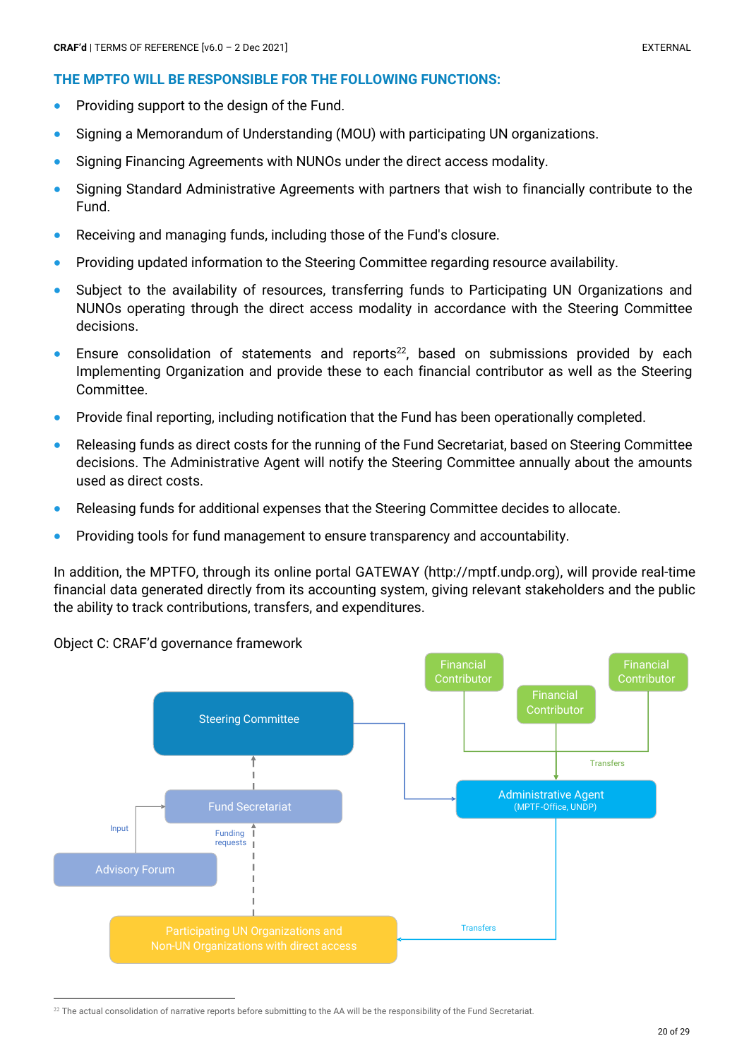### THE MPTFO WILL BE RESPONSIBLE FOR THE FOLLOWING FUNCTIONS:

- Providing support to the design of the Fund.
- Signing a Memorandum of Understanding (MOU) with participating UN organizations.
- Signing Financing Agreements with NUNOs under the direct access modality.
- Signing Standard Administrative Agreements with partners that wish to financially contribute to the Fund.
- Receiving and managing funds, including those of the Fund's closure.
- Providing updated information to the Steering Committee regarding resource availability.
- Subject to the availability of resources, transferring funds to Participating UN Organizations and NUNOs operating through the direct access modality in accordance with the Steering Committee decisions.
- Ensure consolidation of statements and reports[22], based on submissions provided by each Implementing Organization and provide these to each financial contributor as well as the Steering Committee.
- Provide final reporting, including notification that the Fund has been operationally completed.
- Releasing funds as direct costs for the running of the Fund Secretariat, based on Steering Committee decisions. The Administrative Agent will notify the Steering Committee annually about the amounts used as direct costs.
- Releasing funds for additional expenses that the Steering Committee decides to allocate.
- Providing tools for fund management to ensure transparency and accountability.

In addition, the MPTFO, through its online portal GATEWAY (http://mptf.undp.org), will provide real-time financial data generated directly from its accounting system, giving relevant stakeholders and the public the ability to track contributions, transfers, and expenditures.

Object C: CRAF'd governance framework

Financial Contributor | Financial Contributor | Financial Contributor

Transfers

Steering Committee

Administrative Agent (MPTF-Office, UNDP)

Fund Secretariat

Input

Funding requests

Advisory Forum

Transfers

Participating UN Organizations and Non-UN Organizations with direct access

---

[22] The actual consolidation of narrative reports before submitting to the AA will be the responsibility of the Fund Secretariat.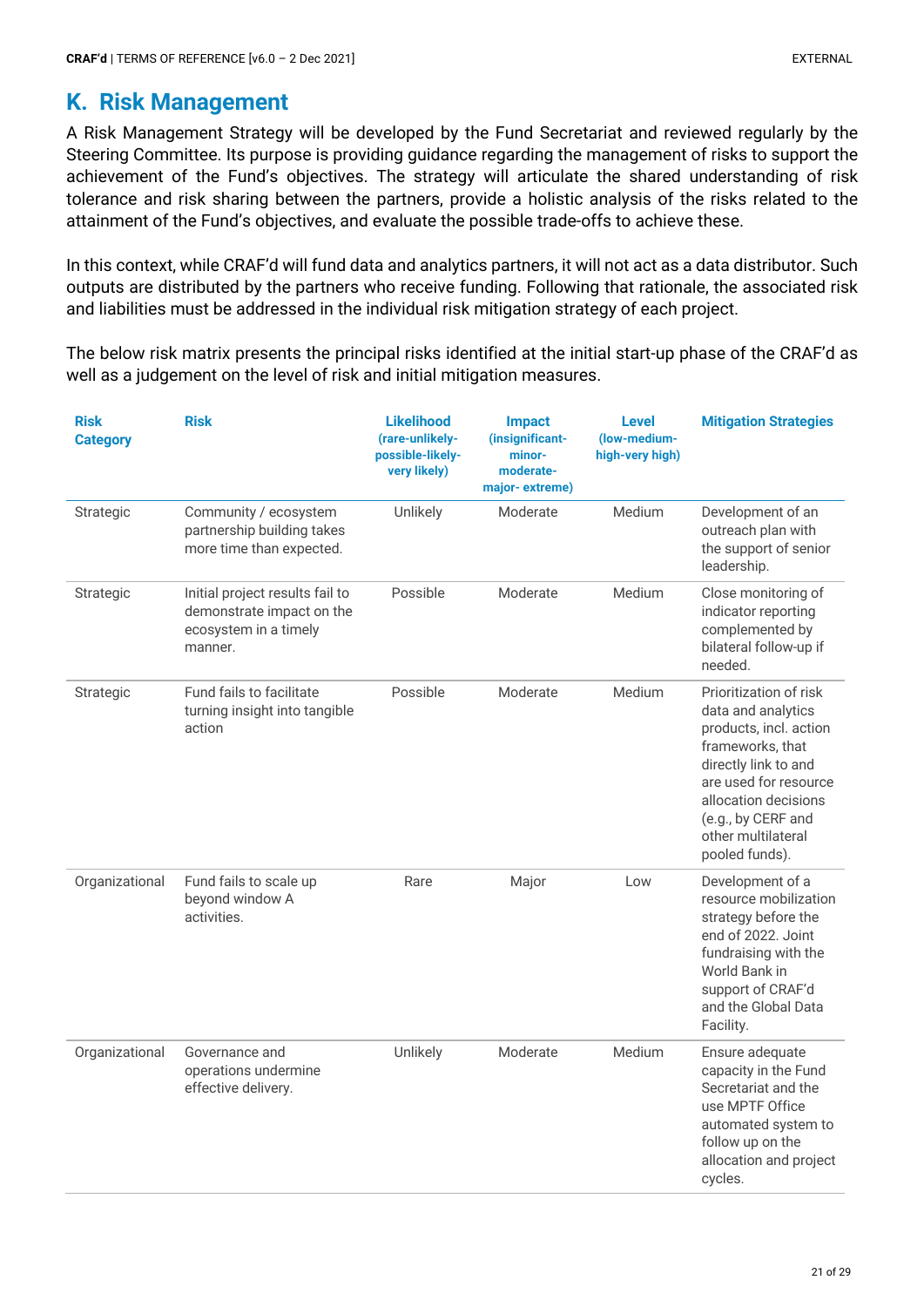## K. Risk Management

A Risk Management Strategy will be developed by the Fund Secretariat and reviewed regularly by the Steering Committee. Its purpose is providing guidance regarding the management of risks to support the achievement of the Fund's objectives. The strategy will articulate the shared understanding of risk tolerance and risk sharing between the partners, provide a holistic analysis of the risks related to the attainment of the Fund's objectives, and evaluate the possible trade-offs to achieve these.

In this context, while CRAF'd will fund data and analytics partners, it will not act as a data distributor. Such outputs are distributed by the partners who receive funding. Following that rationale, the associated risk and liabilities must be addressed in the individual risk mitigation strategy of each project.

The below risk matrix presents the principal risks identified at the initial start-up phase of the CRAF'd as well as a judgement on the level of risk and initial mitigation measures.

| Risk Category | Risk | Likelihood (rare-unlikely-possible-likely-very likely) | Impact (insignificant-minor-moderate-major- extreme) | Level (low-medium-high-very high) | Mitigation Strategies |
|---|---|---|---|---|---|
| Strategic | Community / ecosystem partnership building takes more time than expected. | Unlikely | Moderate | Medium | Development of an outreach plan with the support of senior leadership. |
| Strategic | Initial project results fail to demonstrate impact on the ecosystem in a timely manner. | Possible | Moderate | Medium | Close monitoring of indicator reporting complemented by bilateral follow-up if needed. |
| Strategic | Fund fails to facilitate turning insight into tangible action | Possible | Moderate | Medium | Prioritization of risk data and analytics products, incl. action frameworks, that directly link to and are used for resource allocation decisions (e.g., by CERF and other multilateral pooled funds). |
| Organizational | Fund fails to scale up beyond window A activities. | Rare | Major | Low | Development of a resource mobilization strategy before the end of 2022. Joint fundraising with the World Bank in support of CRAF'd and the Global Data Facility. |
| Organizational | Governance and operations undermine effective delivery. | Unlikely | Moderate | Medium | Ensure adequate capacity in the Fund Secretariat and the use MPTF Office automated system to follow up on the allocation and project cycles. |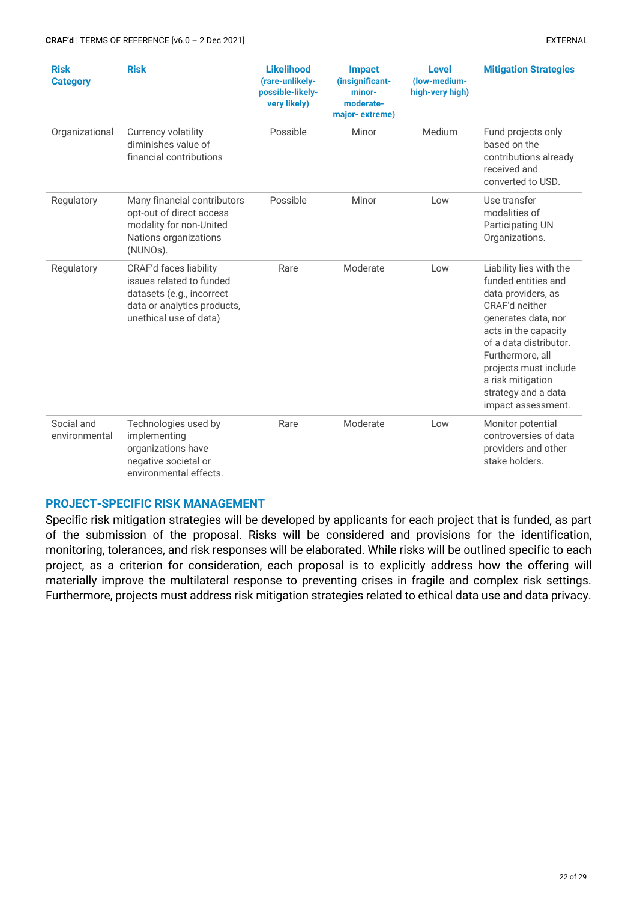| Risk Category | Risk | Likelihood (rare-unlikely-possible-likely-very likely) | Impact (insignificant-minor-moderate-major- extreme) | Level (low-medium-high-very high) | Mitigation Strategies |
|---|---|---|---|---|---|
| Organizational | Currency volatility diminishes value of financial contributions | Possible | Minor | Medium | Fund projects only based on the contributions already received and converted to USD. |
| Regulatory | Many financial contributors opt-out of direct access modality for non-United Nations organizations (NUNOs). | Possible | Minor | Low | Use transfer modalities of Participating UN Organizations. |
| Regulatory | CRAF'd faces liability issues related to funded datasets (e.g., incorrect data or analytics products, unethical use of data) | Rare | Moderate | Low | Liability lies with the funded entities and data providers, as CRAF'd neither generates data, nor acts in the capacity of a data distributor. Furthermore, all projects must include a risk mitigation strategy and a data impact assessment. |
| Social and environmental | Technologies used by implementing organizations have negative societal or environmental effects. | Rare | Moderate | Low | Monitor potential controversies of data providers and other stake holders. |

## PROJECT-SPECIFIC RISK MANAGEMENT

Specific risk mitigation strategies will be developed by applicants for each project that is funded, as part of the submission of the proposal. Risks will be considered and provisions for the identification, monitoring, tolerances, and risk responses will be elaborated. While risks will be outlined specific to each project, as a criterion for consideration, each proposal is to explicitly address how the offering will materially improve the multilateral response to preventing crises in fragile and complex risk settings. Furthermore, projects must address risk mitigation strategies related to ethical data use and data privacy.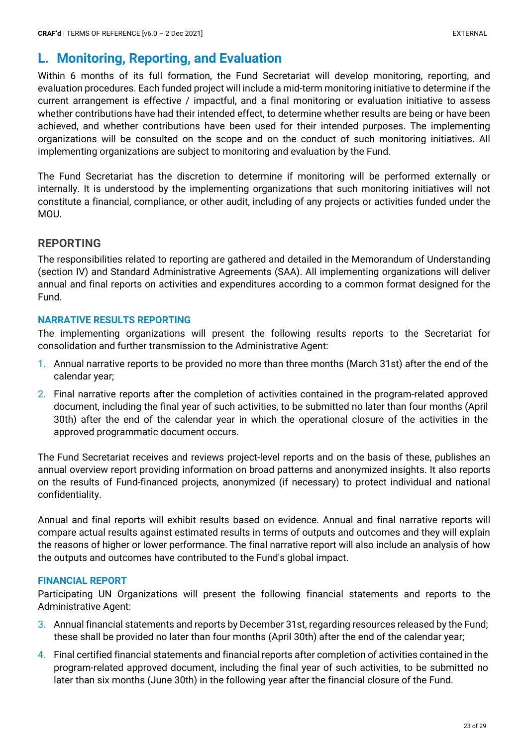## L. Monitoring, Reporting, and Evaluation

Within 6 months of its full formation, the Fund Secretariat will develop monitoring, reporting, and evaluation procedures. Each funded project will include a mid-term monitoring initiative to determine if the current arrangement is effective / impactful, and a final monitoring or evaluation initiative to assess whether contributions have had their intended effect, to determine whether results are being or have been achieved, and whether contributions have been used for their intended purposes. The implementing organizations will be consulted on the scope and on the conduct of such monitoring initiatives. All implementing organizations are subject to monitoring and evaluation by the Fund.

The Fund Secretariat has the discretion to determine if monitoring will be performed externally or internally. It is understood by the implementing organizations that such monitoring initiatives will not constitute a financial, compliance, or other audit, including of any projects or activities funded under the MOU.

### REPORTING

The responsibilities related to reporting are gathered and detailed in the Memorandum of Understanding (section IV) and Standard Administrative Agreements (SAA). All implementing organizations will deliver annual and final reports on activities and expenditures according to a common format designed for the Fund.

#### NARRATIVE RESULTS REPORTING

The implementing organizations will present the following results reports to the Secretariat for consolidation and further transmission to the Administrative Agent:

1. Annual narrative reports to be provided no more than three months (March 31st) after the end of the calendar year;
2. Final narrative reports after the completion of activities contained in the program-related approved document, including the final year of such activities, to be submitted no later than four months (April 30th) after the end of the calendar year in which the operational closure of the activities in the approved programmatic document occurs.

The Fund Secretariat receives and reviews project-level reports and on the basis of these, publishes an annual overview report providing information on broad patterns and anonymized insights. It also reports on the results of Fund-financed projects, anonymized (if necessary) to protect individual and national confidentiality.

Annual and final reports will exhibit results based on evidence. Annual and final narrative reports will compare actual results against estimated results in terms of outputs and outcomes and they will explain the reasons of higher or lower performance. The final narrative report will also include an analysis of how the outputs and outcomes have contributed to the Fund's global impact.

#### FINANCIAL REPORT

Participating UN Organizations will present the following financial statements and reports to the Administrative Agent:

3. Annual financial statements and reports by December 31st, regarding resources released by the Fund; these shall be provided no later than four months (April 30th) after the end of the calendar year;
4. Final certified financial statements and financial reports after completion of activities contained in the program-related approved document, including the final year of such activities, to be submitted no later than six months (June 30th) in the following year after the financial closure of the Fund.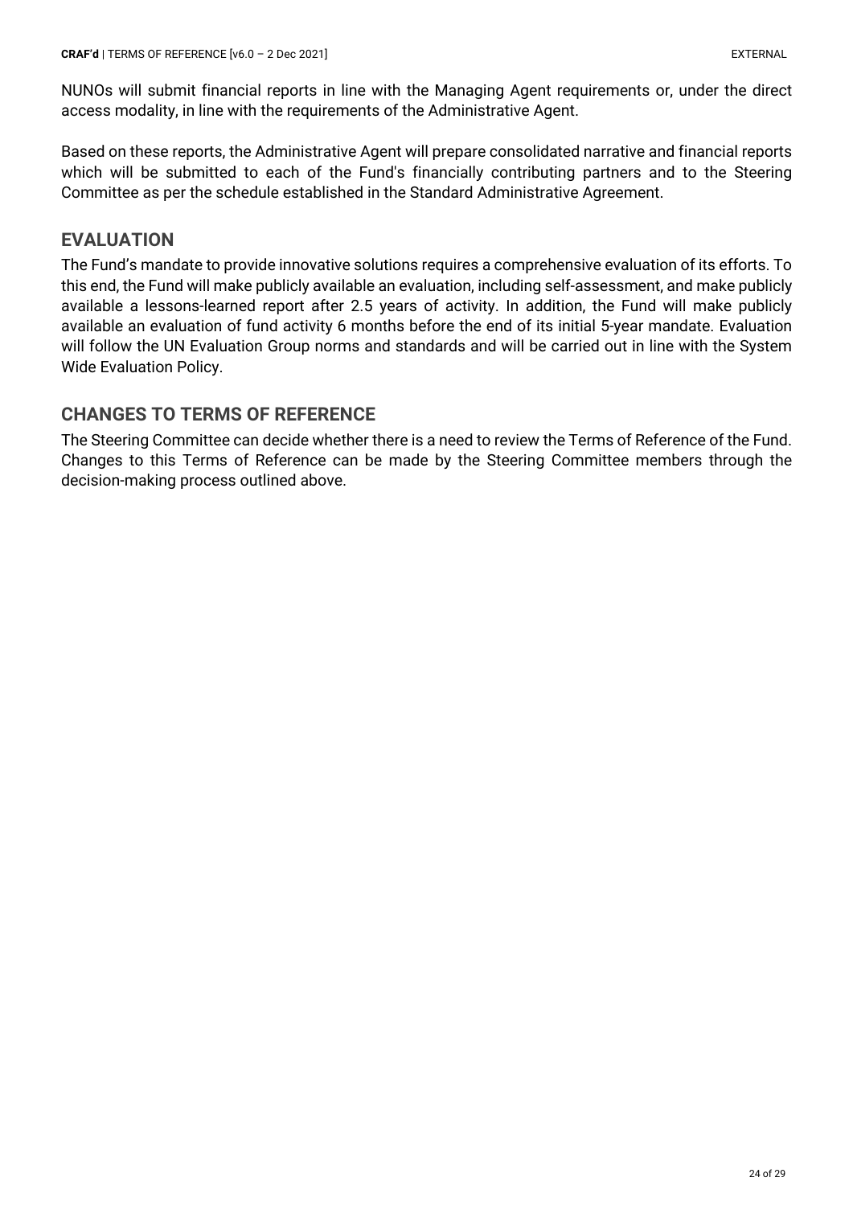NUNOs will submit financial reports in line with the Managing Agent requirements or, under the direct access modality, in line with the requirements of the Administrative Agent.

Based on these reports, the Administrative Agent will prepare consolidated narrative and financial reports which will be submitted to each of the Fund's financially contributing partners and to the Steering Committee as per the schedule established in the Standard Administrative Agreement.

## EVALUATION

The Fund's mandate to provide innovative solutions requires a comprehensive evaluation of its efforts. To this end, the Fund will make publicly available an evaluation, including self-assessment, and make publicly available a lessons-learned report after 2.5 years of activity. In addition, the Fund will make publicly available an evaluation of fund activity 6 months before the end of its initial 5-year mandate. Evaluation will follow the UN Evaluation Group norms and standards and will be carried out in line with the System Wide Evaluation Policy.

## CHANGES TO TERMS OF REFERENCE

The Steering Committee can decide whether there is a need to review the Terms of Reference of the Fund. Changes to this Terms of Reference can be made by the Steering Committee members through the decision-making process outlined above.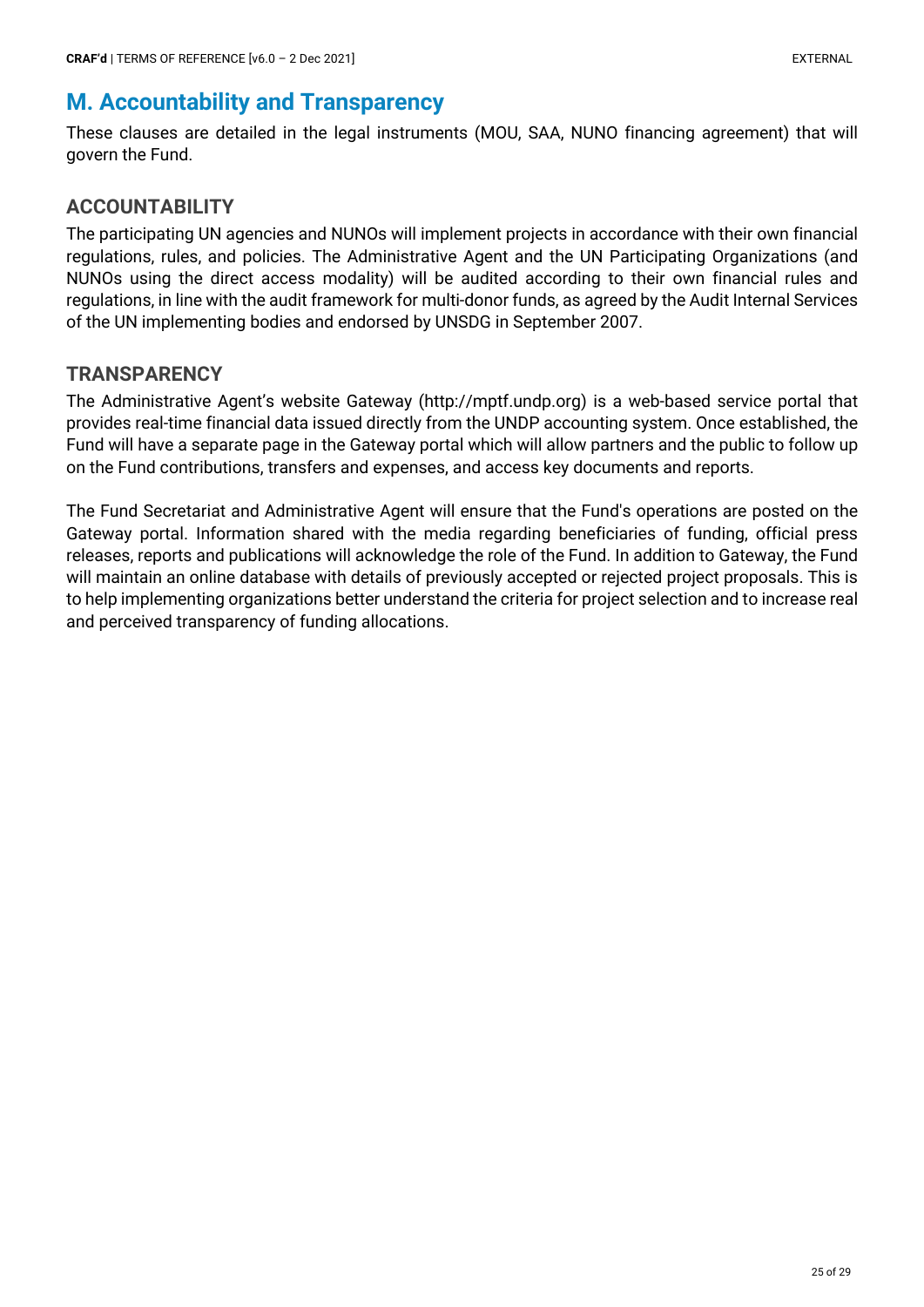## M. Accountability and Transparency

These clauses are detailed in the legal instruments (MOU, SAA, NUNO financing agreement) that will govern the Fund.

### ACCOUNTABILITY

The participating UN agencies and NUNOs will implement projects in accordance with their own financial regulations, rules, and policies. The Administrative Agent and the UN Participating Organizations (and NUNOs using the direct access modality) will be audited according to their own financial rules and regulations, in line with the audit framework for multi-donor funds, as agreed by the Audit Internal Services of the UN implementing bodies and endorsed by UNSDG in September 2007.

### TRANSPARENCY

The Administrative Agent's website Gateway (http://mptf.undp.org) is a web-based service portal that provides real-time financial data issued directly from the UNDP accounting system. Once established, the Fund will have a separate page in the Gateway portal which will allow partners and the public to follow up on the Fund contributions, transfers and expenses, and access key documents and reports.

The Fund Secretariat and Administrative Agent will ensure that the Fund's operations are posted on the Gateway portal. Information shared with the media regarding beneficiaries of funding, official press releases, reports and publications will acknowledge the role of the Fund. In addition to Gateway, the Fund will maintain an online database with details of previously accepted or rejected project proposals. This is to help implementing organizations better understand the criteria for project selection and to increase real and perceived transparency of funding allocations.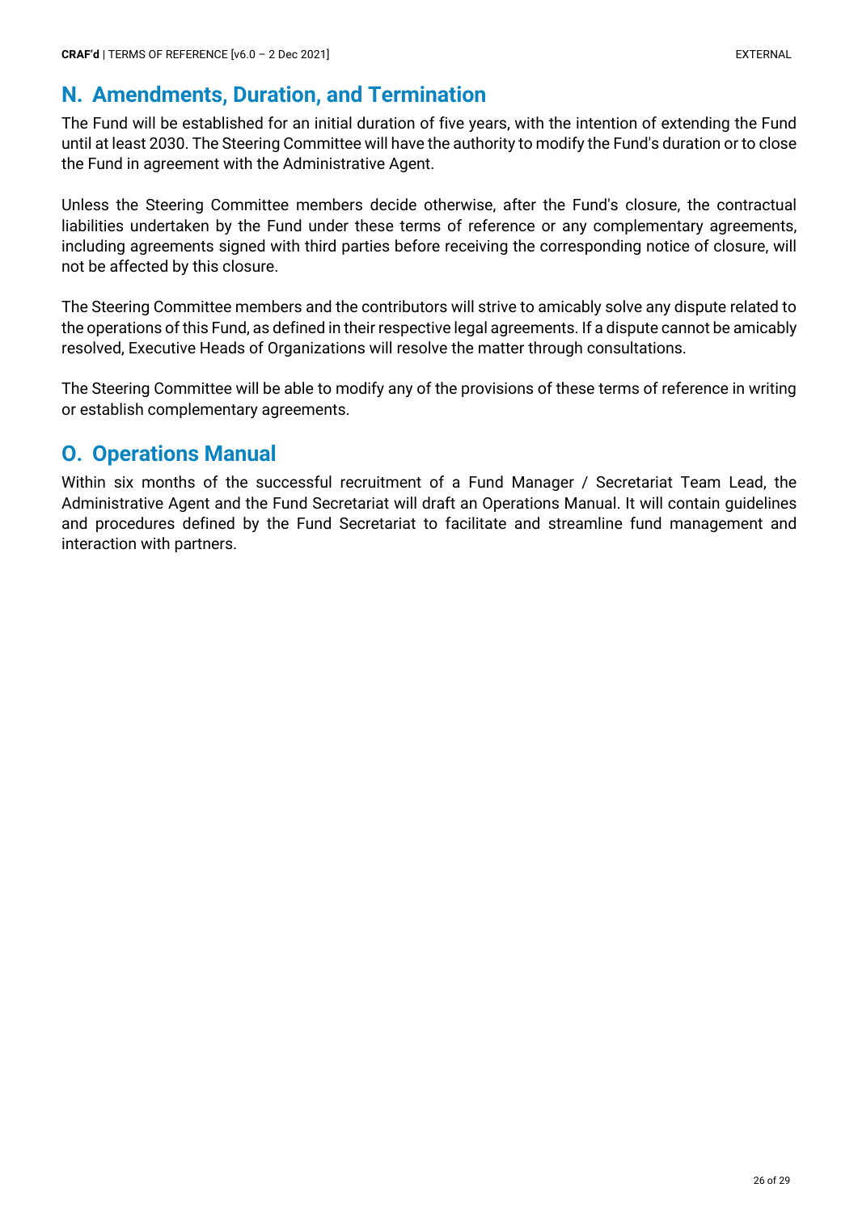## N. Amendments, Duration, and Termination

The Fund will be established for an initial duration of five years, with the intention of extending the Fund until at least 2030. The Steering Committee will have the authority to modify the Fund's duration or to close the Fund in agreement with the Administrative Agent.

Unless the Steering Committee members decide otherwise, after the Fund's closure, the contractual liabilities undertaken by the Fund under these terms of reference or any complementary agreements, including agreements signed with third parties before receiving the corresponding notice of closure, will not be affected by this closure.

The Steering Committee members and the contributors will strive to amicably solve any dispute related to the operations of this Fund, as defined in their respective legal agreements. If a dispute cannot be amicably resolved, Executive Heads of Organizations will resolve the matter through consultations.

The Steering Committee will be able to modify any of the provisions of these terms of reference in writing or establish complementary agreements.

## O. Operations Manual

Within six months of the successful recruitment of a Fund Manager / Secretariat Team Lead, the Administrative Agent and the Fund Secretariat will draft an Operations Manual. It will contain guidelines and procedures defined by the Fund Secretariat to facilitate and streamline fund management and interaction with partners.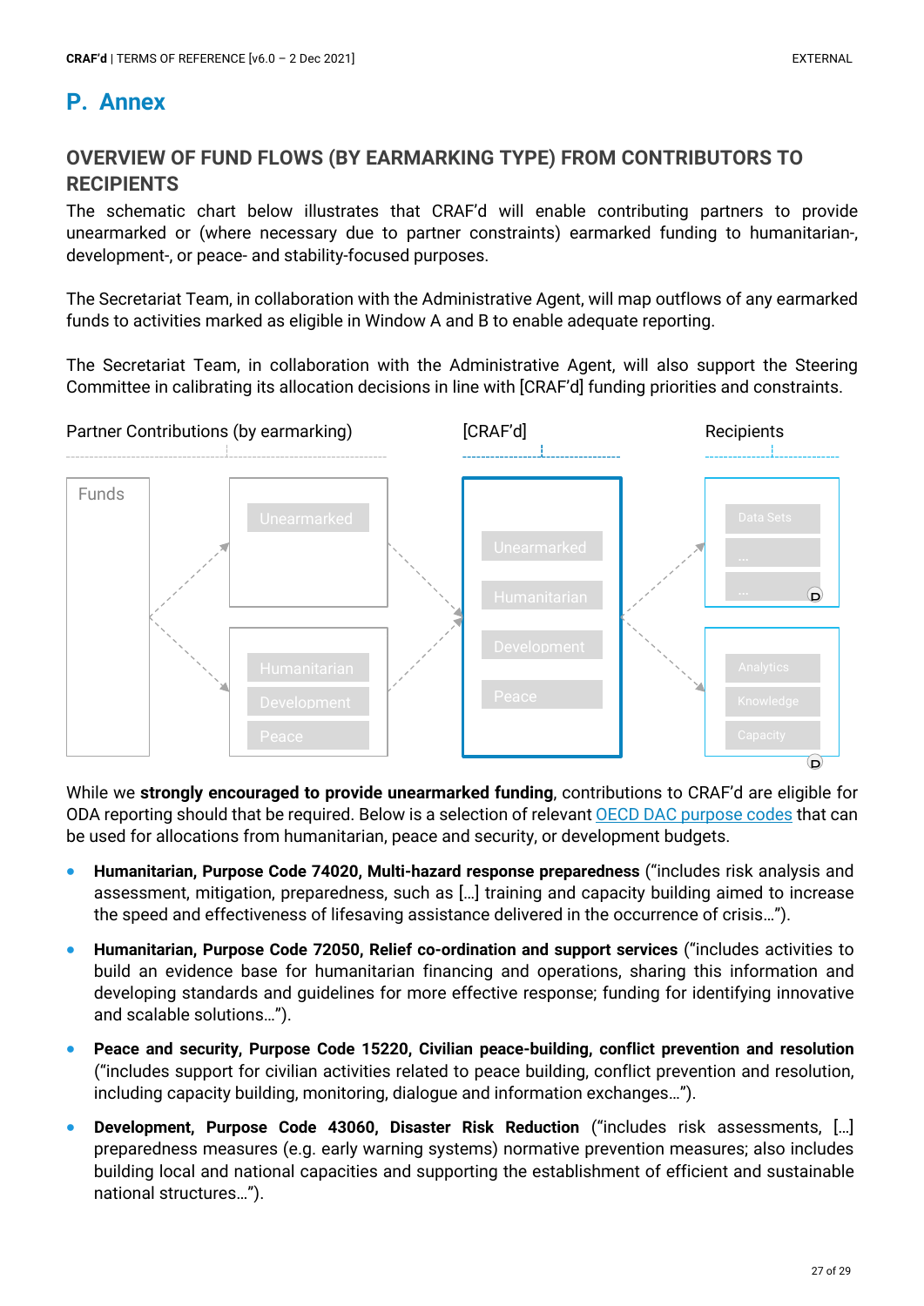# P. Annex

## OVERVIEW OF FUND FLOWS (BY EARMARKING TYPE) FROM CONTRIBUTORS TO RECIPIENTS

The schematic chart below illustrates that CRAF'd will enable contributing partners to provide unearmarked or (where necessary due to partner constraints) earmarked funding to humanitarian-, development-, or peace- and stability-focused purposes.

The Secretariat Team, in collaboration with the Administrative Agent, will map outflows of any earmarked funds to activities marked as eligible in Window A and B to enable adequate reporting.

The Secretariat Team, in collaboration with the Administrative Agent, will also support the Steering Committee in calibrating its allocation decisions in line with [CRAF'd] funding priorities and constraints.

Partner Contributions (by earmarking) | [CRAF'd] | Recipients

Funds → Unearmarked / Humanitarian, Development, Peace → [CRAF'd]: Unearmarked, Humanitarian, Development, Peace → Recipients: Data Sets, ..., ... / Analytics, Knowledge, Capacity

While we **strongly encouraged to provide unearmarked funding**, contributions to CRAF'd are eligible for ODA reporting should that be required. Below is a selection of relevant OECD DAC purpose codes that can be used for allocations from humanitarian, peace and security, or development budgets.

- **Humanitarian, Purpose Code 74020, Multi-hazard response preparedness** ("includes risk analysis and assessment, mitigation, preparedness, such as […] training and capacity building aimed to increase the speed and effectiveness of lifesaving assistance delivered in the occurrence of crisis…").
- **Humanitarian, Purpose Code 72050, Relief co-ordination and support services** ("includes activities to build an evidence base for humanitarian financing and operations, sharing this information and developing standards and guidelines for more effective response; funding for identifying innovative and scalable solutions…").
- **Peace and security, Purpose Code 15220, Civilian peace-building, conflict prevention and resolution** ("includes support for civilian activities related to peace building, conflict prevention and resolution, including capacity building, monitoring, dialogue and information exchanges…").
- **Development, Purpose Code 43060, Disaster Risk Reduction** ("includes risk assessments, […] preparedness measures (e.g. early warning systems) normative prevention measures; also includes building local and national capacities and supporting the establishment of efficient and sustainable national structures…").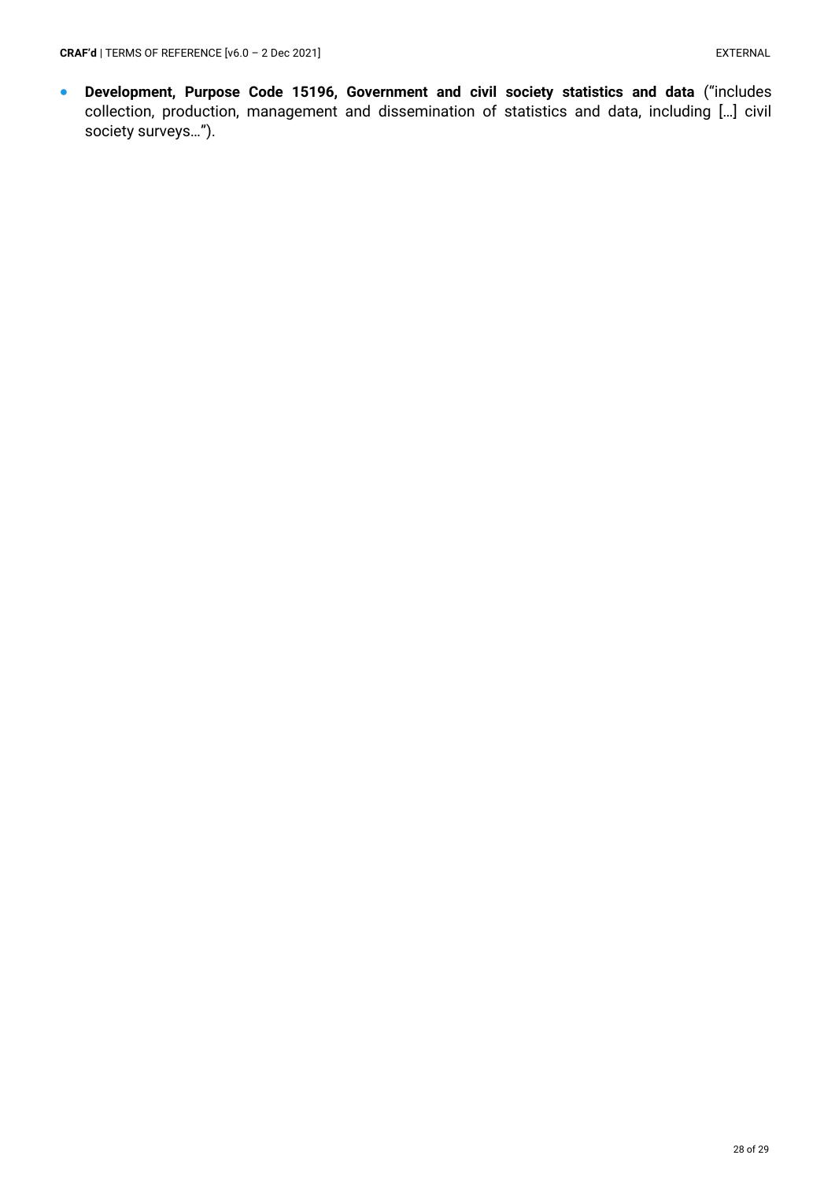- **Development, Purpose Code 15196, Government and civil society statistics and data** ("includes collection, production, management and dissemination of statistics and data, including […] civil society surveys…").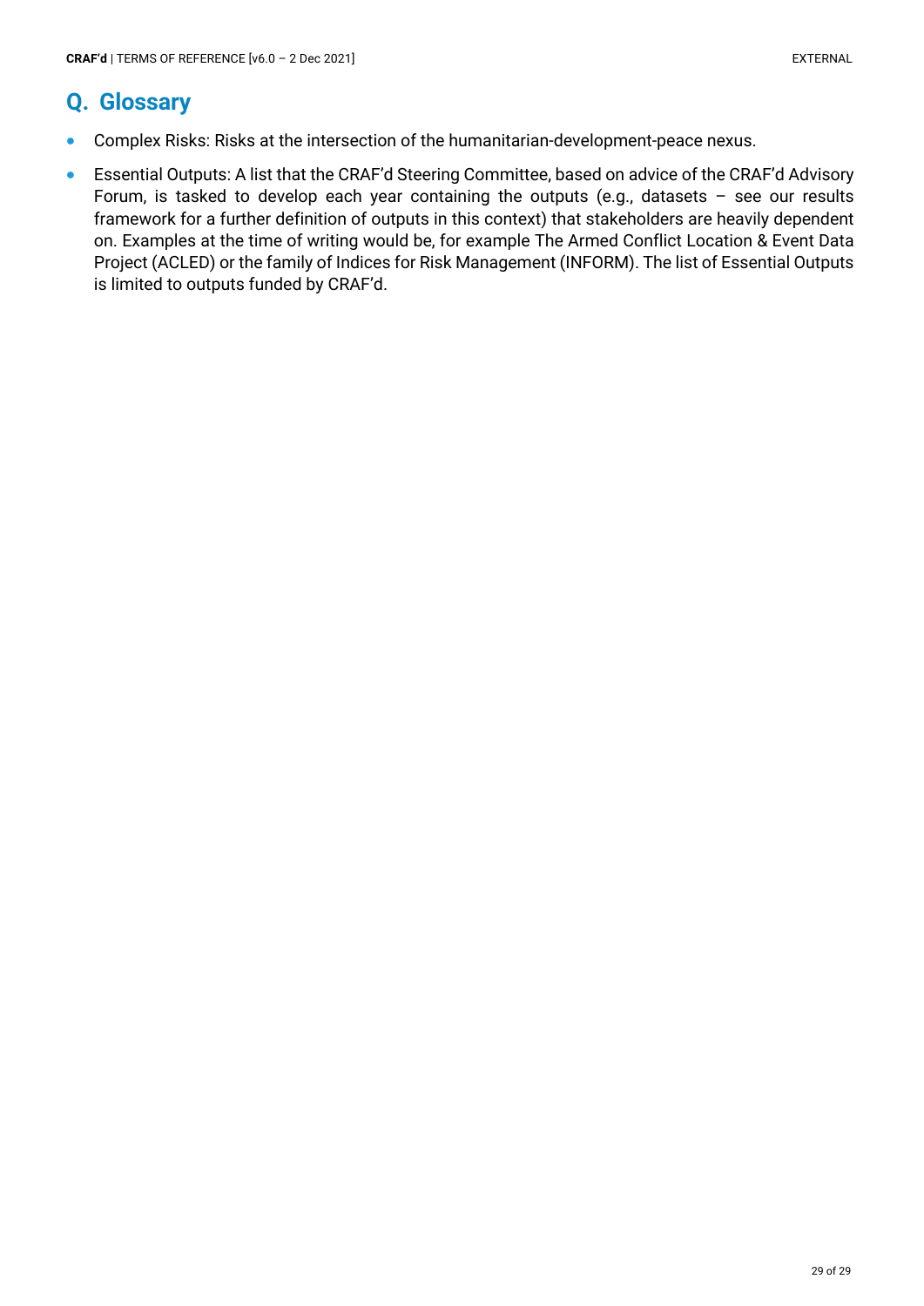## Q. Glossary

- Complex Risks: Risks at the intersection of the humanitarian-development-peace nexus.
- Essential Outputs: A list that the CRAF'd Steering Committee, based on advice of the CRAF'd Advisory Forum, is tasked to develop each year containing the outputs (e.g., datasets – see our results framework for a further definition of outputs in this context) that stakeholders are heavily dependent on. Examples at the time of writing would be, for example The Armed Conflict Location & Event Data Project (ACLED) or the family of Indices for Risk Management (INFORM). The list of Essential Outputs is limited to outputs funded by CRAF'd.